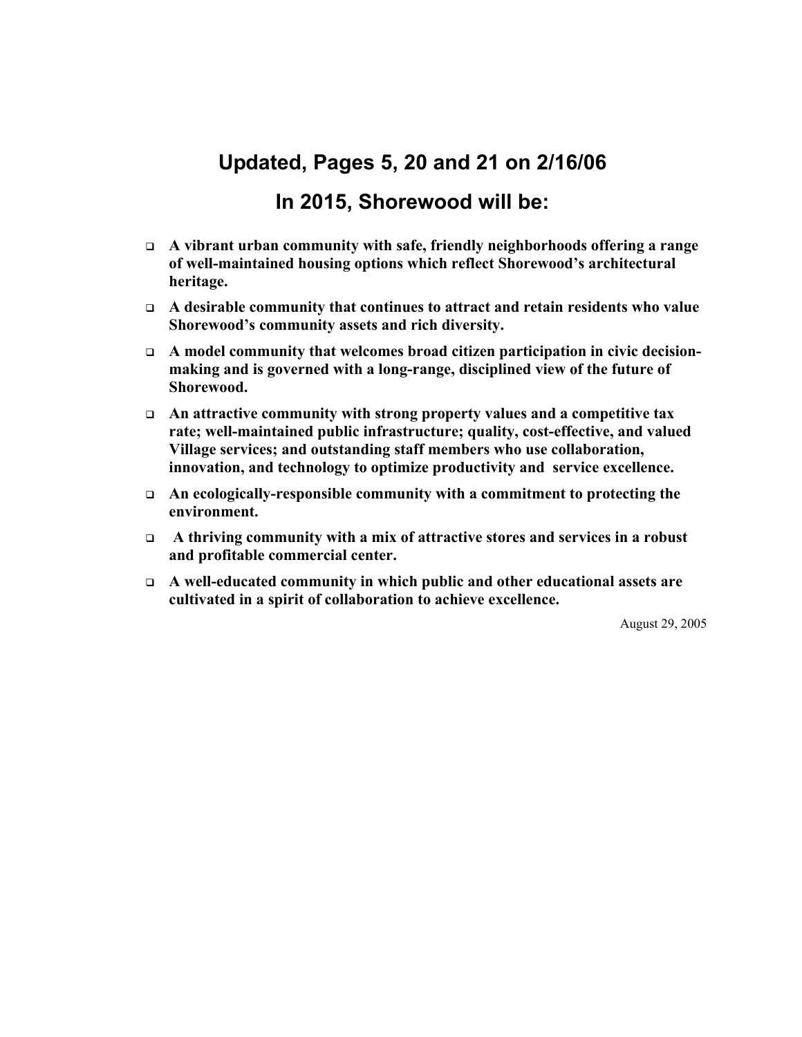## Updated, Pages 5, 20 and 21 on 2/16/06

## In 2015, Shorewood will be:

- **A vibrant urban community with safe, friendly neighborhoods offering a range of well-maintained housing options which reflect Shorewood's architectural heritage.**
- **A desirable community that continues to attract and retain residents who value Shorewood's community assets and rich diversity.**
- **A model community that welcomes broad citizen participation in civic decision-making and is governed with a long-range, disciplined view of the future of Shorewood.**
- **An attractive community with strong property values and a competitive tax rate; well-maintained public infrastructure; quality, cost-effective, and valued Village services; and outstanding staff members who use collaboration, innovation, and technology to optimize productivity and service excellence.**
- **An ecologically-responsible community with a commitment to protecting the environment.**
- **A thriving community with a mix of attractive stores and services in a robust and profitable commercial center.**
- **A well-educated community in which public and other educational assets are cultivated in a spirit of collaboration to achieve excellence.**

August 29, 2005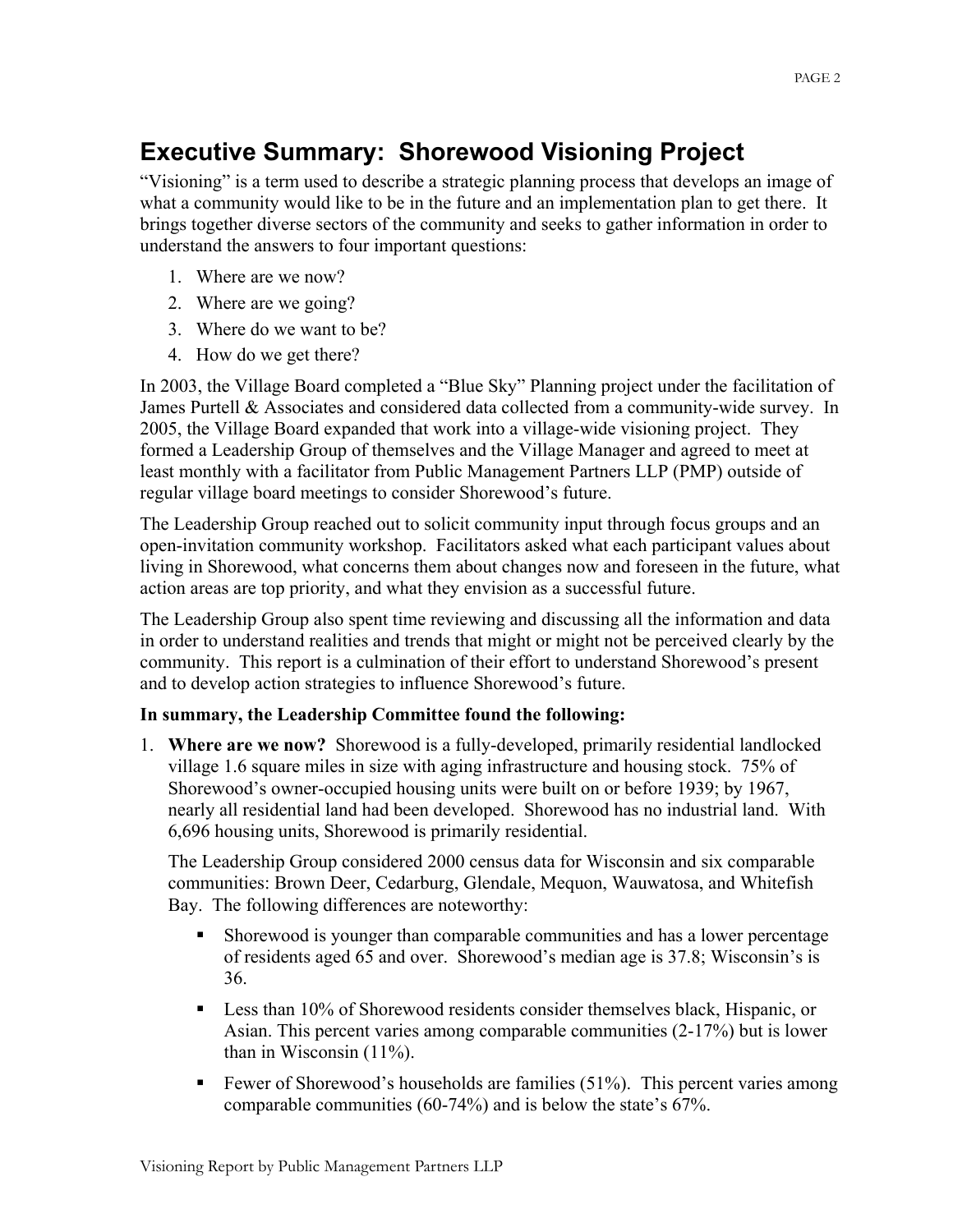## Executive Summary: Shorewood Visioning Project

"Visioning" is a term used to describe a strategic planning process that develops an image of what a community would like to be in the future and an implementation plan to get there. It brings together diverse sectors of the community and seeks to gather information in order to understand the answers to four important questions:

1. Where are we now?
2. Where are we going?
3. Where do we want to be?
4. How do we get there?

In 2003, the Village Board completed a "Blue Sky" Planning project under the facilitation of James Purtell & Associates and considered data collected from a community-wide survey. In 2005, the Village Board expanded that work into a village-wide visioning project. They formed a Leadership Group of themselves and the Village Manager and agreed to meet at least monthly with a facilitator from Public Management Partners LLP (PMP) outside of regular village board meetings to consider Shorewood's future.

The Leadership Group reached out to solicit community input through focus groups and an open-invitation community workshop. Facilitators asked what each participant values about living in Shorewood, what concerns them about changes now and foreseen in the future, what action areas are top priority, and what they envision as a successful future.

The Leadership Group also spent time reviewing and discussing all the information and data in order to understand realities and trends that might or might not be perceived clearly by the community. This report is a culmination of their effort to understand Shorewood's present and to develop action strategies to influence Shorewood's future.

**In summary, the Leadership Committee found the following:**

1. **Where are we now?** Shorewood is a fully-developed, primarily residential landlocked village 1.6 square miles in size with aging infrastructure and housing stock. 75% of Shorewood's owner-occupied housing units were built on or before 1939; by 1967, nearly all residential land had been developed. Shorewood has no industrial land. With 6,696 housing units, Shorewood is primarily residential.

   The Leadership Group considered 2000 census data for Wisconsin and six comparable communities: Brown Deer, Cedarburg, Glendale, Mequon, Wauwatosa, and Whitefish Bay. The following differences are noteworthy:

   - Shorewood is younger than comparable communities and has a lower percentage of residents aged 65 and over. Shorewood's median age is 37.8; Wisconsin's is 36.
   - Less than 10% of Shorewood residents consider themselves black, Hispanic, or Asian. This percent varies among comparable communities (2-17%) but is lower than in Wisconsin (11%).
   - Fewer of Shorewood's households are families (51%). This percent varies among comparable communities (60-74%) and is below the state's 67%.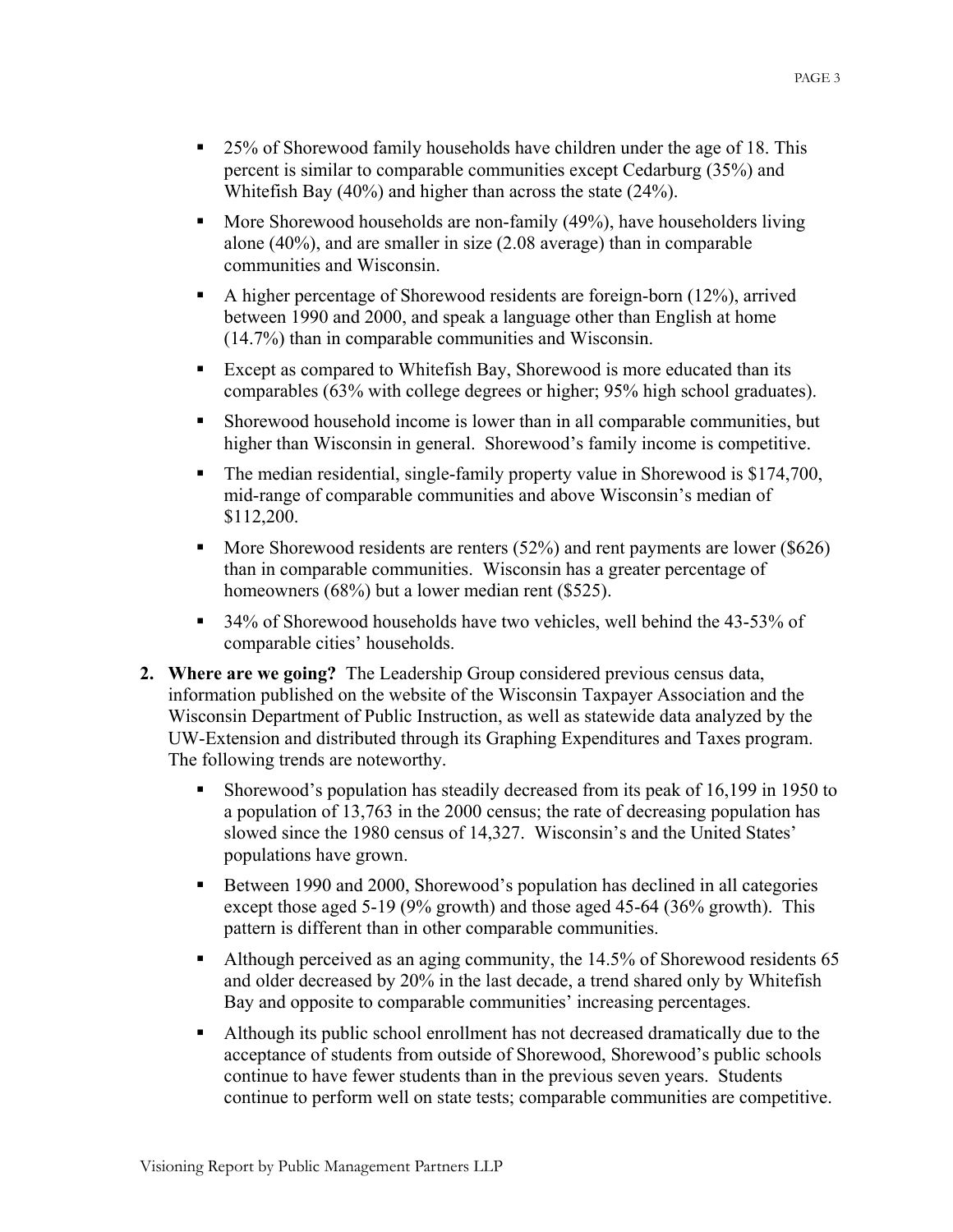- 25% of Shorewood family households have children under the age of 18. This percent is similar to comparable communities except Cedarburg (35%) and Whitefish Bay (40%) and higher than across the state (24%).
- More Shorewood households are non-family (49%), have householders living alone (40%), and are smaller in size (2.08 average) than in comparable communities and Wisconsin.
- A higher percentage of Shorewood residents are foreign-born (12%), arrived between 1990 and 2000, and speak a language other than English at home (14.7%) than in comparable communities and Wisconsin.
- Except as compared to Whitefish Bay, Shorewood is more educated than its comparables (63% with college degrees or higher; 95% high school graduates).
- Shorewood household income is lower than in all comparable communities, but higher than Wisconsin in general. Shorewood's family income is competitive.
- The median residential, single-family property value in Shorewood is $174,700, mid-range of comparable communities and above Wisconsin's median of $112,200.
- More Shorewood residents are renters (52%) and rent payments are lower ($626) than in comparable communities. Wisconsin has a greater percentage of homeowners (68%) but a lower median rent ($525).
- 34% of Shorewood households have two vehicles, well behind the 43-53% of comparable cities' households.

2. **Where are we going?** The Leadership Group considered previous census data, information published on the website of the Wisconsin Taxpayer Association and the Wisconsin Department of Public Instruction, as well as statewide data analyzed by the UW-Extension and distributed through its Graphing Expenditures and Taxes program. The following trends are noteworthy.
   - Shorewood's population has steadily decreased from its peak of 16,199 in 1950 to a population of 13,763 in the 2000 census; the rate of decreasing population has slowed since the 1980 census of 14,327. Wisconsin's and the United States' populations have grown.
   - Between 1990 and 2000, Shorewood's population has declined in all categories except those aged 5-19 (9% growth) and those aged 45-64 (36% growth). This pattern is different than in other comparable communities.
   - Although perceived as an aging community, the 14.5% of Shorewood residents 65 and older decreased by 20% in the last decade, a trend shared only by Whitefish Bay and opposite to comparable communities' increasing percentages.
   - Although its public school enrollment has not decreased dramatically due to the acceptance of students from outside of Shorewood, Shorewood's public schools continue to have fewer students than in the previous seven years. Students continue to perform well on state tests; comparable communities are competitive.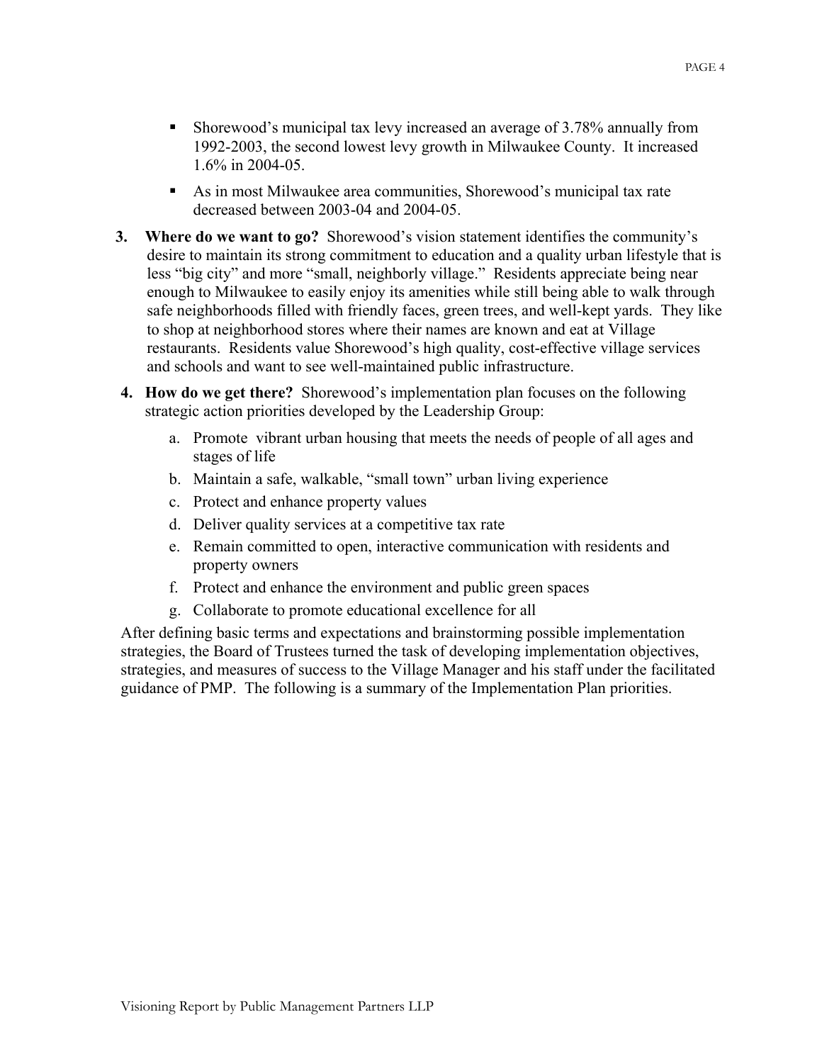- Shorewood's municipal tax levy increased an average of 3.78% annually from 1992-2003, the second lowest levy growth in Milwaukee County. It increased 1.6% in 2004-05.
- As in most Milwaukee area communities, Shorewood's municipal tax rate decreased between 2003-04 and 2004-05.

3. **Where do we want to go?** Shorewood's vision statement identifies the community's desire to maintain its strong commitment to education and a quality urban lifestyle that is less "big city" and more "small, neighborly village." Residents appreciate being near enough to Milwaukee to easily enjoy its amenities while still being able to walk through safe neighborhoods filled with friendly faces, green trees, and well-kept yards. They like to shop at neighborhood stores where their names are known and eat at Village restaurants. Residents value Shorewood's high quality, cost-effective village services and schools and want to see well-maintained public infrastructure.

4. **How do we get there?** Shorewood's implementation plan focuses on the following strategic action priorities developed by the Leadership Group:

   a. Promote vibrant urban housing that meets the needs of people of all ages and stages of life
   b. Maintain a safe, walkable, "small town" urban living experience
   c. Protect and enhance property values
   d. Deliver quality services at a competitive tax rate
   e. Remain committed to open, interactive communication with residents and property owners
   f. Protect and enhance the environment and public green spaces
   g. Collaborate to promote educational excellence for all

After defining basic terms and expectations and brainstorming possible implementation strategies, the Board of Trustees turned the task of developing implementation objectives, strategies, and measures of success to the Village Manager and his staff under the facilitated guidance of PMP. The following is a summary of the Implementation Plan priorities.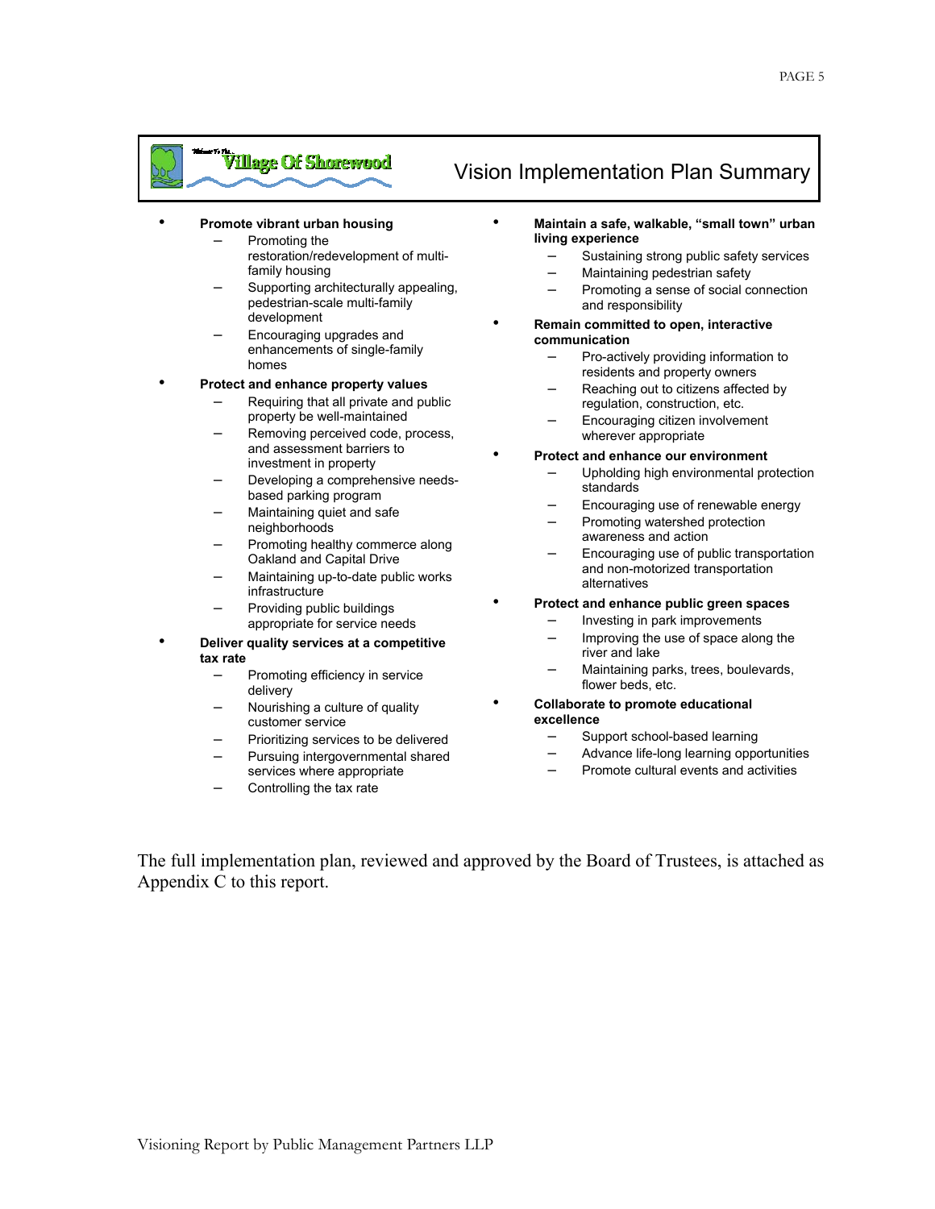## Vision Implementation Plan Summary

- **Promote vibrant urban housing**
  - Promoting the restoration/redevelopment of multi-family housing
  - Supporting architecturally appealing, pedestrian-scale multi-family development
  - Encouraging upgrades and enhancements of single-family homes
- **Protect and enhance property values**
  - Requiring that all private and public property be well-maintained
  - Removing perceived code, process, and assessment barriers to investment in property
  - Developing a comprehensive needs-based parking program
  - Maintaining quiet and safe neighborhoods
  - Promoting healthy commerce along Oakland and Capital Drive
  - Maintaining up-to-date public works infrastructure
  - Providing public buildings appropriate for service needs
- **Deliver quality services at a competitive tax rate**
  - Promoting efficiency in service delivery
  - Nourishing a culture of quality customer service
  - Prioritizing services to be delivered
  - Pursuing intergovernmental shared services where appropriate
  - Controlling the tax rate
- **Maintain a safe, walkable, "small town" urban living experience**
  - Sustaining strong public safety services
  - Maintaining pedestrian safety
  - Promoting a sense of social connection and responsibility
- **Remain committed to open, interactive communication**
  - Pro-actively providing information to residents and property owners
  - Reaching out to citizens affected by regulation, construction, etc.
  - Encouraging citizen involvement wherever appropriate
- **Protect and enhance our environment**
  - Upholding high environmental protection standards
  - Encouraging use of renewable energy
  - Promoting watershed protection awareness and action
  - Encouraging use of public transportation and non-motorized transportation alternatives
- **Protect and enhance public green spaces**
  - Investing in park improvements
  - Improving the use of space along the river and lake
  - Maintaining parks, trees, boulevards, flower beds, etc.
- **Collaborate to promote educational excellence**
  - Support school-based learning
  - Advance life-long learning opportunities
  - Promote cultural events and activities

The full implementation plan, reviewed and approved by the Board of Trustees, is attached as Appendix C to this report.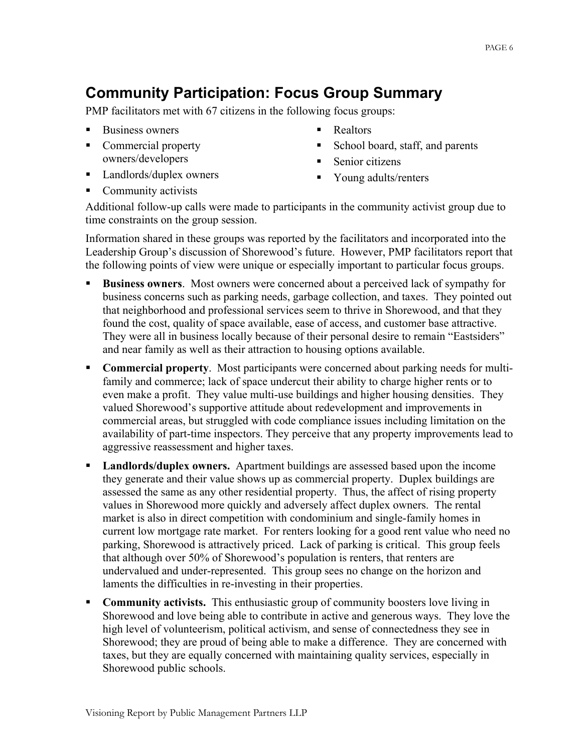# Community Participation: Focus Group Summary

PMP facilitators met with 67 citizens in the following focus groups:

- Business owners
- Commercial property owners/developers
- Landlords/duplex owners
- Community activists
- Realtors
- School board, staff, and parents
- Senior citizens
- Young adults/renters

Additional follow-up calls were made to participants in the community activist group due to time constraints on the group session.

Information shared in these groups was reported by the facilitators and incorporated into the Leadership Group's discussion of Shorewood's future. However, PMP facilitators report that the following points of view were unique or especially important to particular focus groups.

- **Business owners**. Most owners were concerned about a perceived lack of sympathy for business concerns such as parking needs, garbage collection, and taxes. They pointed out that neighborhood and professional services seem to thrive in Shorewood, and that they found the cost, quality of space available, ease of access, and customer base attractive. They were all in business locally because of their personal desire to remain "Eastsiders" and near family as well as their attraction to housing options available.
- **Commercial property**. Most participants were concerned about parking needs for multi-family and commerce; lack of space undercut their ability to charge higher rents or to even make a profit. They value multi-use buildings and higher housing densities. They valued Shorewood's supportive attitude about redevelopment and improvements in commercial areas, but struggled with code compliance issues including limitation on the availability of part-time inspectors. They perceive that any property improvements lead to aggressive reassessment and higher taxes.
- **Landlords/duplex owners.** Apartment buildings are assessed based upon the income they generate and their value shows up as commercial property. Duplex buildings are assessed the same as any other residential property. Thus, the affect of rising property values in Shorewood more quickly and adversely affect duplex owners. The rental market is also in direct competition with condominium and single-family homes in current low mortgage rate market. For renters looking for a good rent value who need no parking, Shorewood is attractively priced. Lack of parking is critical. This group feels that although over 50% of Shorewood's population is renters, that renters are undervalued and under-represented. This group sees no change on the horizon and laments the difficulties in re-investing in their properties.
- **Community activists.** This enthusiastic group of community boosters love living in Shorewood and love being able to contribute in active and generous ways. They love the high level of volunteerism, political activism, and sense of connectedness they see in Shorewood; they are proud of being able to make a difference. They are concerned with taxes, but they are equally concerned with maintaining quality services, especially in Shorewood public schools.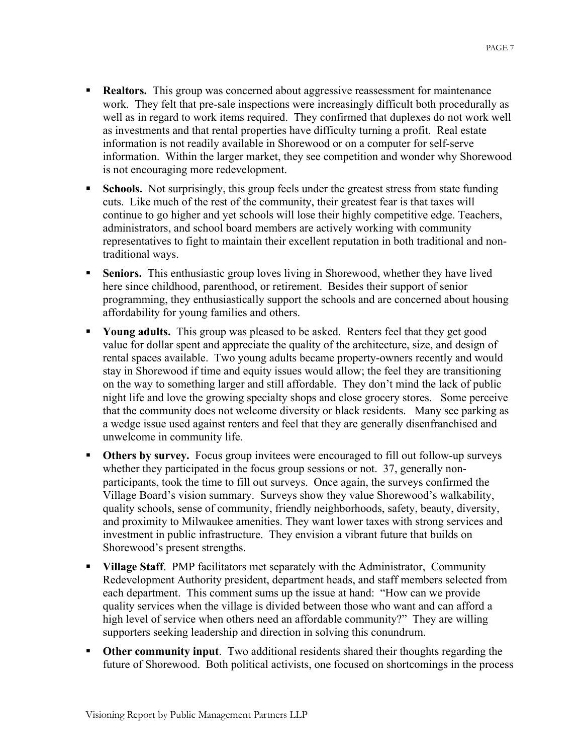- **Realtors.** This group was concerned about aggressive reassessment for maintenance work. They felt that pre-sale inspections were increasingly difficult both procedurally as well as in regard to work items required. They confirmed that duplexes do not work well as investments and that rental properties have difficulty turning a profit. Real estate information is not readily available in Shorewood or on a computer for self-serve information. Within the larger market, they see competition and wonder why Shorewood is not encouraging more redevelopment.

- **Schools.** Not surprisingly, this group feels under the greatest stress from state funding cuts. Like much of the rest of the community, their greatest fear is that taxes will continue to go higher and yet schools will lose their highly competitive edge. Teachers, administrators, and school board members are actively working with community representatives to fight to maintain their excellent reputation in both traditional and non-traditional ways.

- **Seniors.** This enthusiastic group loves living in Shorewood, whether they have lived here since childhood, parenthood, or retirement. Besides their support of senior programming, they enthusiastically support the schools and are concerned about housing affordability for young families and others.

- **Young adults.** This group was pleased to be asked. Renters feel that they get good value for dollar spent and appreciate the quality of the architecture, size, and design of rental spaces available. Two young adults became property-owners recently and would stay in Shorewood if time and equity issues would allow; the feel they are transitioning on the way to something larger and still affordable. They don't mind the lack of public night life and love the growing specialty shops and close grocery stores. Some perceive that the community does not welcome diversity or black residents. Many see parking as a wedge issue used against renters and feel that they are generally disenfranchised and unwelcome in community life.

- **Others by survey.** Focus group invitees were encouraged to fill out follow-up surveys whether they participated in the focus group sessions or not. 37, generally non-participants, took the time to fill out surveys. Once again, the surveys confirmed the Village Board's vision summary. Surveys show they value Shorewood's walkability, quality schools, sense of community, friendly neighborhoods, safety, beauty, diversity, and proximity to Milwaukee amenities. They want lower taxes with strong services and investment in public infrastructure. They envision a vibrant future that builds on Shorewood's present strengths.

- **Village Staff**. PMP facilitators met separately with the Administrator, Community Redevelopment Authority president, department heads, and staff members selected from each department. This comment sums up the issue at hand: "How can we provide quality services when the village is divided between those who want and can afford a high level of service when others need an affordable community?" They are willing supporters seeking leadership and direction in solving this conundrum.

- **Other community input**. Two additional residents shared their thoughts regarding the future of Shorewood. Both political activists, one focused on shortcomings in the process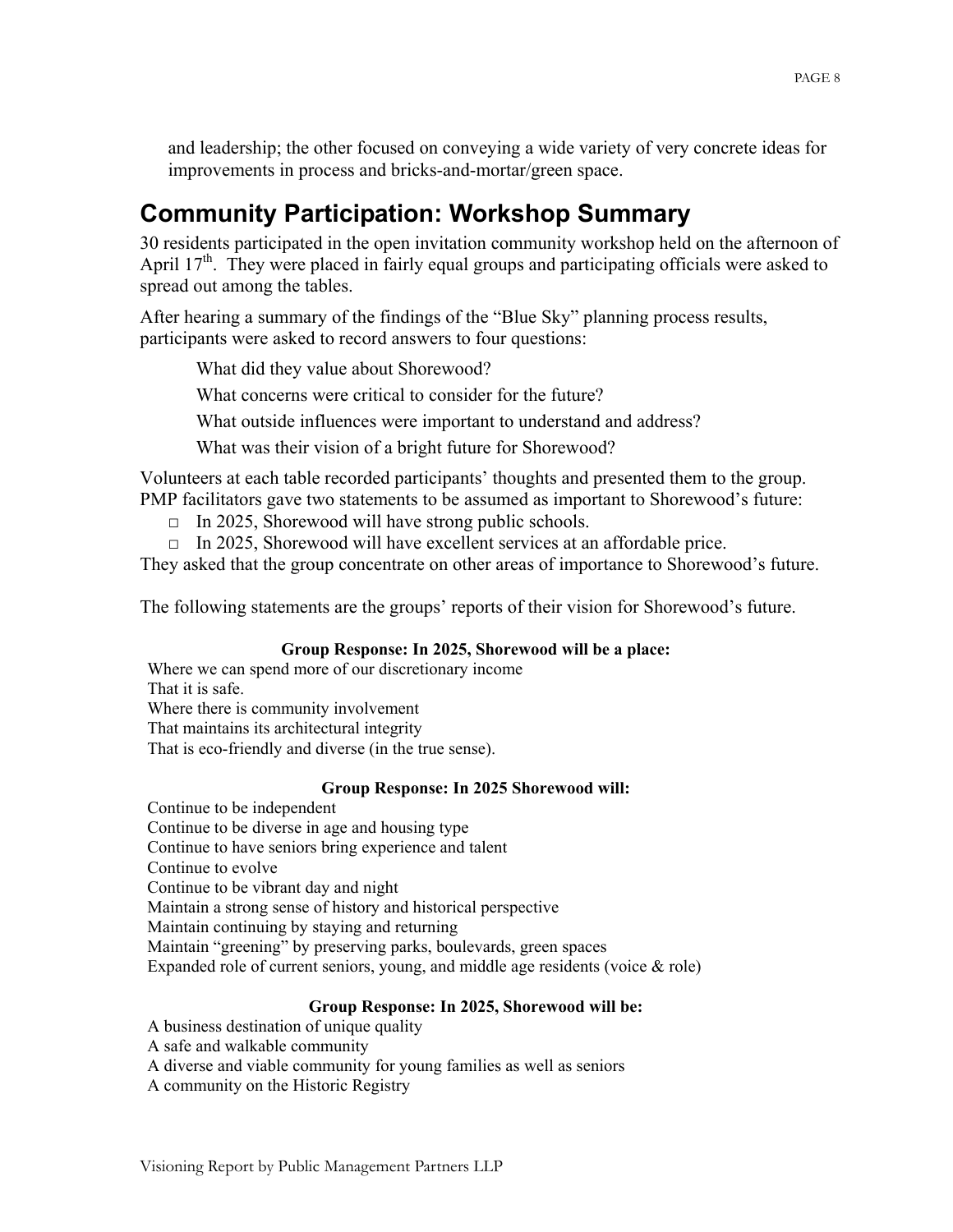and leadership; the other focused on conveying a wide variety of very concrete ideas for improvements in process and bricks-and-mortar/green space.

## Community Participation: Workshop Summary

30 residents participated in the open invitation community workshop held on the afternoon of April 17th. They were placed in fairly equal groups and participating officials were asked to spread out among the tables.

After hearing a summary of the findings of the "Blue Sky" planning process results, participants were asked to record answers to four questions:

What did they value about Shorewood?

What concerns were critical to consider for the future?

What outside influences were important to understand and address?

What was their vision of a bright future for Shorewood?

Volunteers at each table recorded participants' thoughts and presented them to the group. PMP facilitators gave two statements to be assumed as important to Shorewood's future:

- In 2025, Shorewood will have strong public schools.
- In 2025, Shorewood will have excellent services at an affordable price.

They asked that the group concentrate on other areas of importance to Shorewood's future.

The following statements are the groups' reports of their vision for Shorewood's future.

**Group Response: In 2025, Shorewood will be a place:**

Where we can spend more of our discretionary income
That it is safe.
Where there is community involvement
That maintains its architectural integrity
That is eco-friendly and diverse (in the true sense).

**Group Response: In 2025 Shorewood will:**

Continue to be independent
Continue to be diverse in age and housing type
Continue to have seniors bring experience and talent
Continue to evolve
Continue to be vibrant day and night
Maintain a strong sense of history and historical perspective
Maintain continuing by staying and returning
Maintain "greening" by preserving parks, boulevards, green spaces
Expanded role of current seniors, young, and middle age residents (voice & role)

**Group Response: In 2025, Shorewood will be:**

A business destination of unique quality
A safe and walkable community
A diverse and viable community for young families as well as seniors
A community on the Historic Registry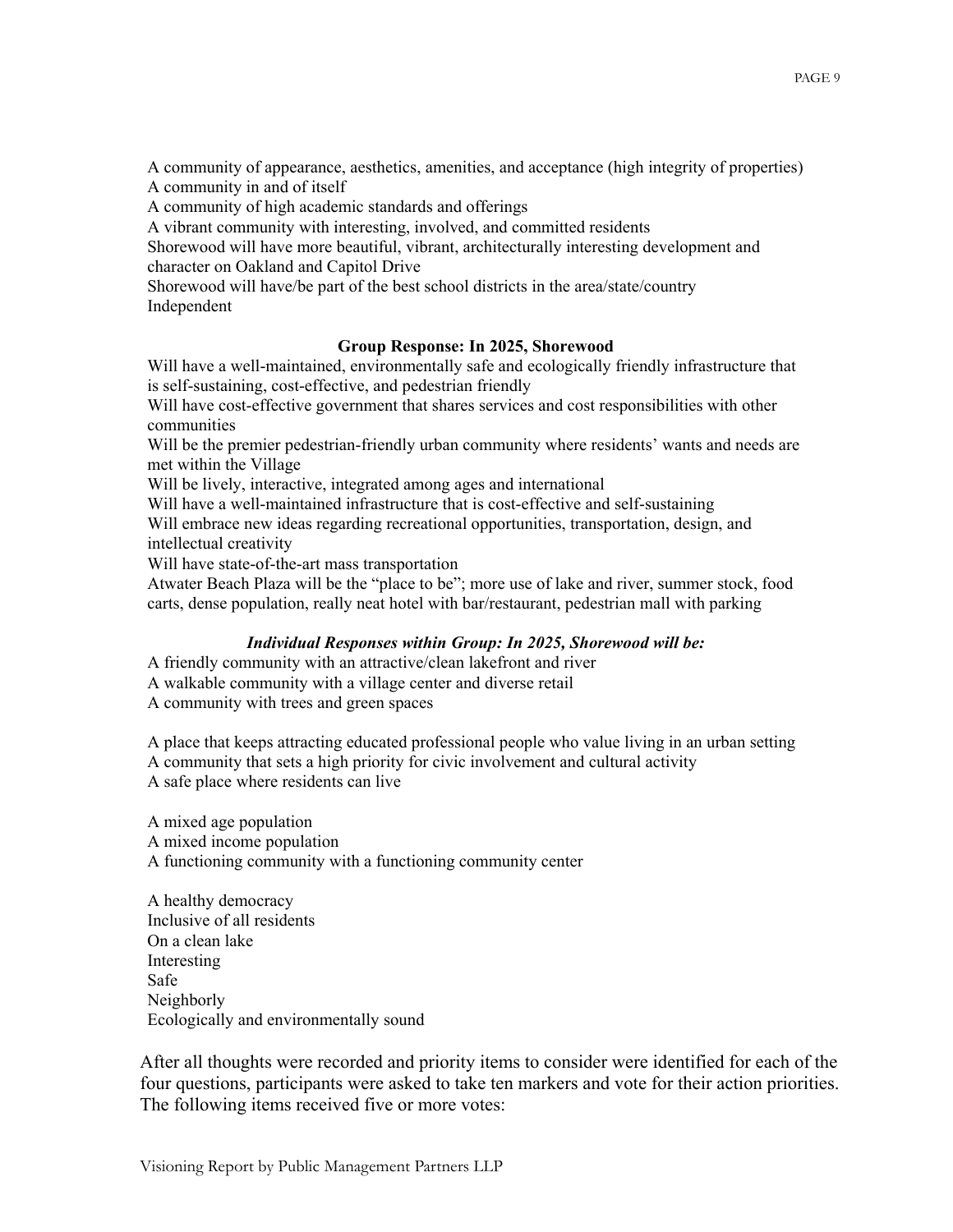A community of appearance, aesthetics, amenities, and acceptance (high integrity of properties)
A community in and of itself
A community of high academic standards and offerings
A vibrant community with interesting, involved, and committed residents
Shorewood will have more beautiful, vibrant, architecturally interesting development and character on Oakland and Capitol Drive
Shorewood will have/be part of the best school districts in the area/state/country
Independent

**Group Response: In 2025, Shorewood**

Will have a well-maintained, environmentally safe and ecologically friendly infrastructure that is self-sustaining, cost-effective, and pedestrian friendly
Will have cost-effective government that shares services and cost responsibilities with other communities
Will be the premier pedestrian-friendly urban community where residents' wants and needs are met within the Village
Will be lively, interactive, integrated among ages and international
Will have a well-maintained infrastructure that is cost-effective and self-sustaining
Will embrace new ideas regarding recreational opportunities, transportation, design, and intellectual creativity
Will have state-of-the-art mass transportation
Atwater Beach Plaza will be the "place to be"; more use of lake and river, summer stock, food carts, dense population, really neat hotel with bar/restaurant, pedestrian mall with parking

***Individual Responses within Group: In 2025, Shorewood will be:***

A friendly community with an attractive/clean lakefront and river
A walkable community with a village center and diverse retail
A community with trees and green spaces

A place that keeps attracting educated professional people who value living in an urban setting
A community that sets a high priority for civic involvement and cultural activity
A safe place where residents can live

A mixed age population
A mixed income population
A functioning community with a functioning community center

A healthy democracy
Inclusive of all residents
On a clean lake
Interesting
Safe
Neighborly
Ecologically and environmentally sound

After all thoughts were recorded and priority items to consider were identified for each of the four questions, participants were asked to take ten markers and vote for their action priorities. The following items received five or more votes: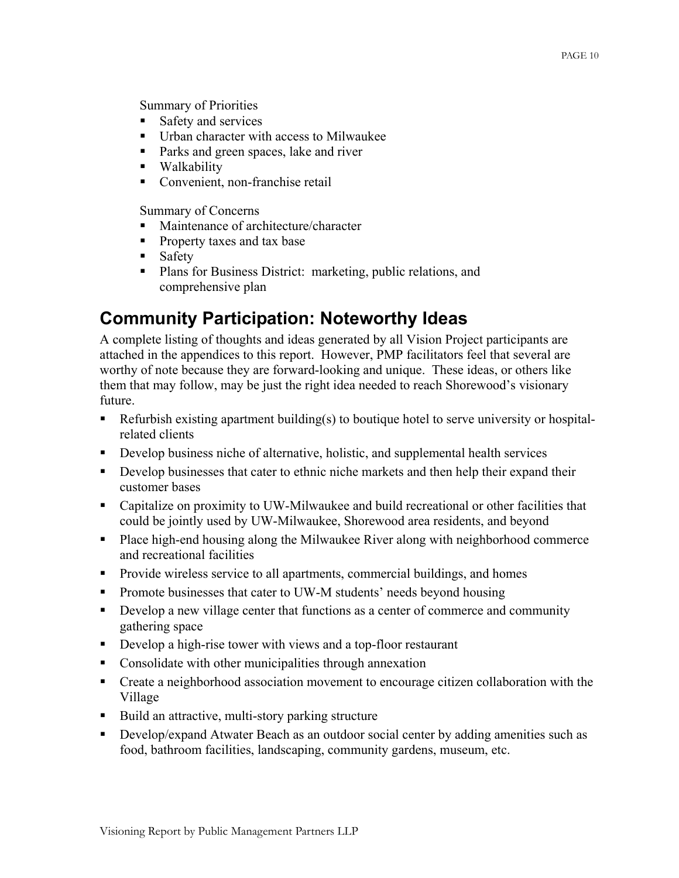Summary of Priorities

- Safety and services
- Urban character with access to Milwaukee
- Parks and green spaces, lake and river
- Walkability
- Convenient, non-franchise retail

Summary of Concerns

- Maintenance of architecture/character
- Property taxes and tax base
- Safety
- Plans for Business District: marketing, public relations, and comprehensive plan

## Community Participation: Noteworthy Ideas

A complete listing of thoughts and ideas generated by all Vision Project participants are attached in the appendices to this report. However, PMP facilitators feel that several are worthy of note because they are forward-looking and unique. These ideas, or others like them that may follow, may be just the right idea needed to reach Shorewood's visionary future.

- Refurbish existing apartment building(s) to boutique hotel to serve university or hospital-related clients
- Develop business niche of alternative, holistic, and supplemental health services
- Develop businesses that cater to ethnic niche markets and then help their expand their customer bases
- Capitalize on proximity to UW-Milwaukee and build recreational or other facilities that could be jointly used by UW-Milwaukee, Shorewood area residents, and beyond
- Place high-end housing along the Milwaukee River along with neighborhood commerce and recreational facilities
- Provide wireless service to all apartments, commercial buildings, and homes
- Promote businesses that cater to UW-M students' needs beyond housing
- Develop a new village center that functions as a center of commerce and community gathering space
- Develop a high-rise tower with views and a top-floor restaurant
- Consolidate with other municipalities through annexation
- Create a neighborhood association movement to encourage citizen collaboration with the Village
- Build an attractive, multi-story parking structure
- Develop/expand Atwater Beach as an outdoor social center by adding amenities such as food, bathroom facilities, landscaping, community gardens, museum, etc.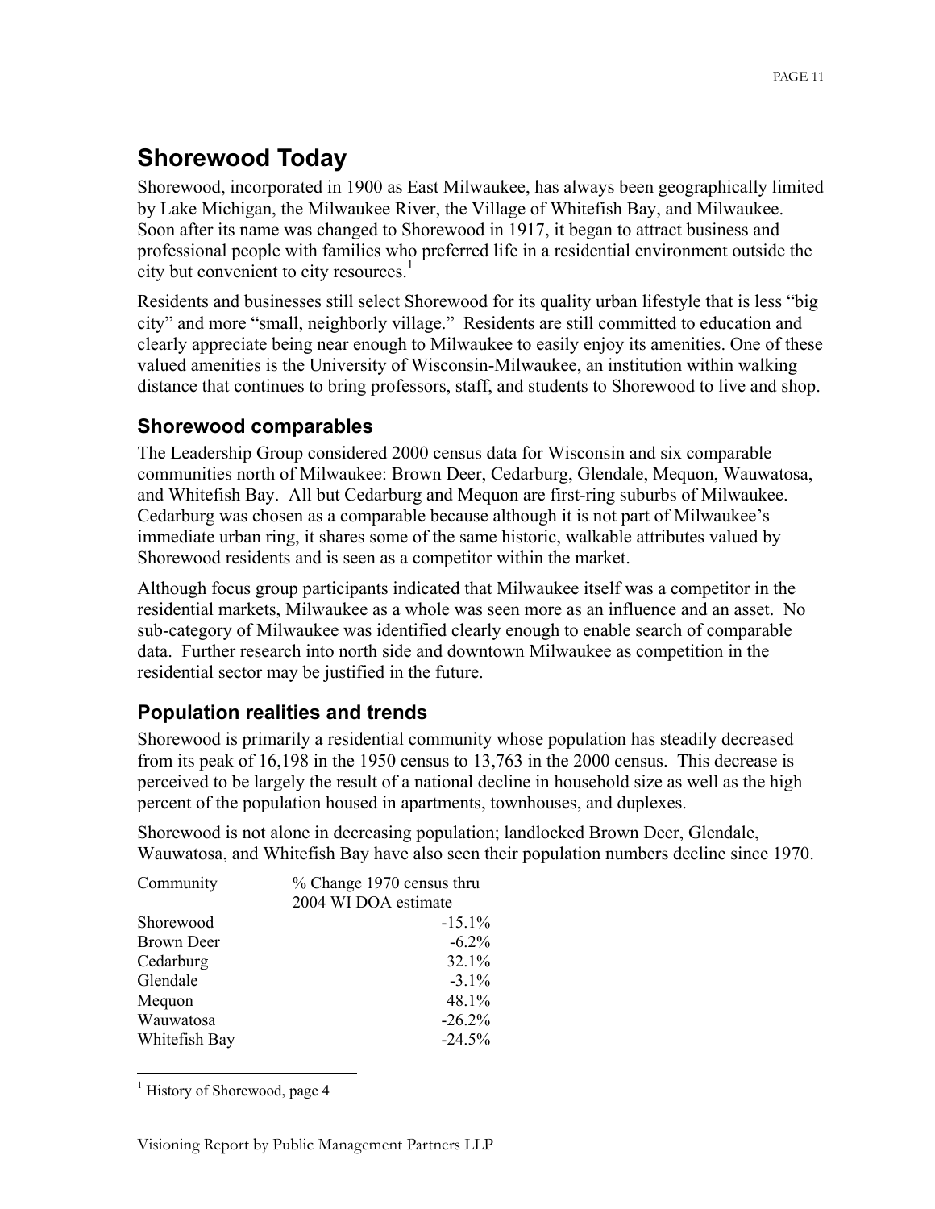# Shorewood Today

Shorewood, incorporated in 1900 as East Milwaukee, has always been geographically limited by Lake Michigan, the Milwaukee River, the Village of Whitefish Bay, and Milwaukee. Soon after its name was changed to Shorewood in 1917, it began to attract business and professional people with families who preferred life in a residential environment outside the city but convenient to city resources.[1]

Residents and businesses still select Shorewood for its quality urban lifestyle that is less "big city" and more "small, neighborly village." Residents are still committed to education and clearly appreciate being near enough to Milwaukee to easily enjoy its amenities. One of these valued amenities is the University of Wisconsin-Milwaukee, an institution within walking distance that continues to bring professors, staff, and students to Shorewood to live and shop.

## Shorewood comparables

The Leadership Group considered 2000 census data for Wisconsin and six comparable communities north of Milwaukee: Brown Deer, Cedarburg, Glendale, Mequon, Wauwatosa, and Whitefish Bay. All but Cedarburg and Mequon are first-ring suburbs of Milwaukee. Cedarburg was chosen as a comparable because although it is not part of Milwaukee's immediate urban ring, it shares some of the same historic, walkable attributes valued by Shorewood residents and is seen as a competitor within the market.

Although focus group participants indicated that Milwaukee itself was a competitor in the residential markets, Milwaukee as a whole was seen more as an influence and an asset. No sub-category of Milwaukee was identified clearly enough to enable search of comparable data. Further research into north side and downtown Milwaukee as competition in the residential sector may be justified in the future.

## Population realities and trends

Shorewood is primarily a residential community whose population has steadily decreased from its peak of 16,198 in the 1950 census to 13,763 in the 2000 census. This decrease is perceived to be largely the result of a national decline in household size as well as the high percent of the population housed in apartments, townhouses, and duplexes.

Shorewood is not alone in decreasing population; landlocked Brown Deer, Glendale, Wauwatosa, and Whitefish Bay have also seen their population numbers decline since 1970.

| Community | % Change 1970 census thru 2004 WI DOA estimate |
|---|---:|
| Shorewood | -15.1% |
| Brown Deer | -6.2% |
| Cedarburg | 32.1% |
| Glendale | -3.1% |
| Mequon | 48.1% |
| Wauwatosa | -26.2% |
| Whitefish Bay | -24.5% |

[1] History of Shorewood, page 4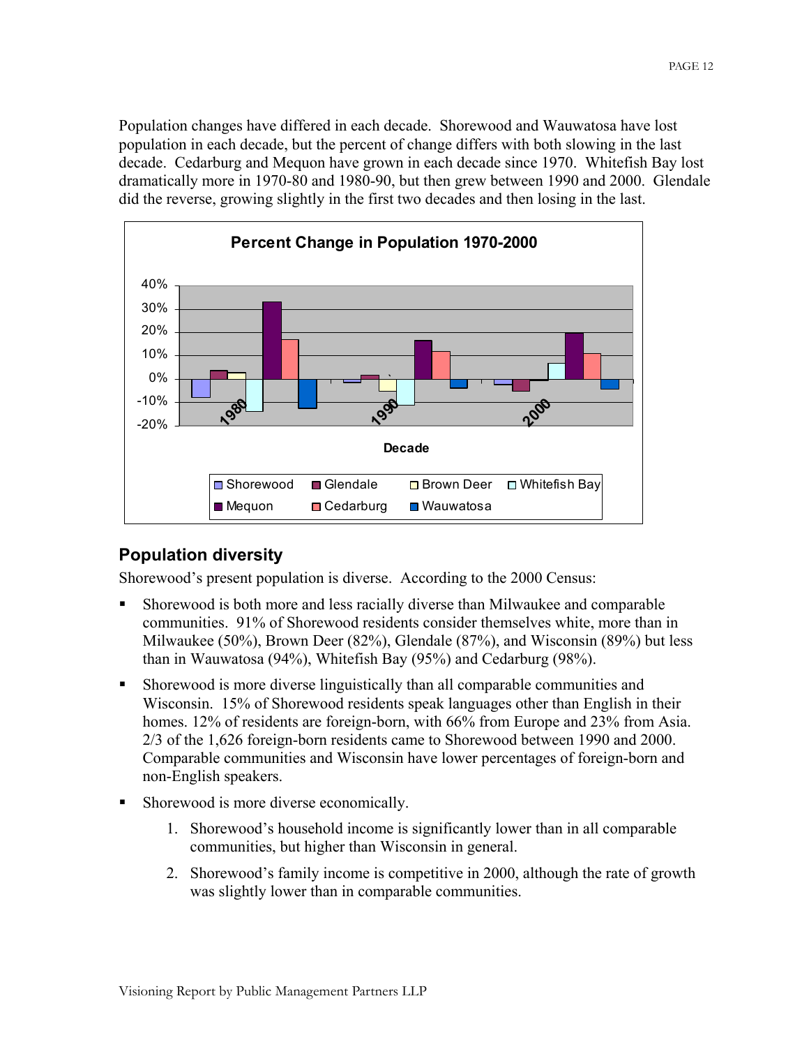Population changes have differed in each decade. Shorewood and Wauwatosa have lost population in each decade, but the percent of change differs with both slowing in the last decade. Cedarburg and Mequon have grown in each decade since 1970. Whitefish Bay lost dramatically more in 1970-80 and 1980-90, but then grew between 1990 and 2000. Glendale did the reverse, growing slightly in the first two decades and then losing in the last.

## Population diversity

Shorewood's present population is diverse. According to the 2000 Census:

- Shorewood is both more and less racially diverse than Milwaukee and comparable communities. 91% of Shorewood residents consider themselves white, more than in Milwaukee (50%), Brown Deer (82%), Glendale (87%), and Wisconsin (89%) but less than in Wauwatosa (94%), Whitefish Bay (95%) and Cedarburg (98%).
- Shorewood is more diverse linguistically than all comparable communities and Wisconsin. 15% of Shorewood residents speak languages other than English in their homes. 12% of residents are foreign-born, with 66% from Europe and 23% from Asia. 2/3 of the 1,626 foreign-born residents came to Shorewood between 1990 and 2000. Comparable communities and Wisconsin have lower percentages of foreign-born and non-English speakers.
- Shorewood is more diverse economically.
  1. Shorewood's household income is significantly lower than in all comparable communities, but higher than Wisconsin in general.
  2. Shorewood's family income is competitive in 2000, although the rate of growth was slightly lower than in comparable communities.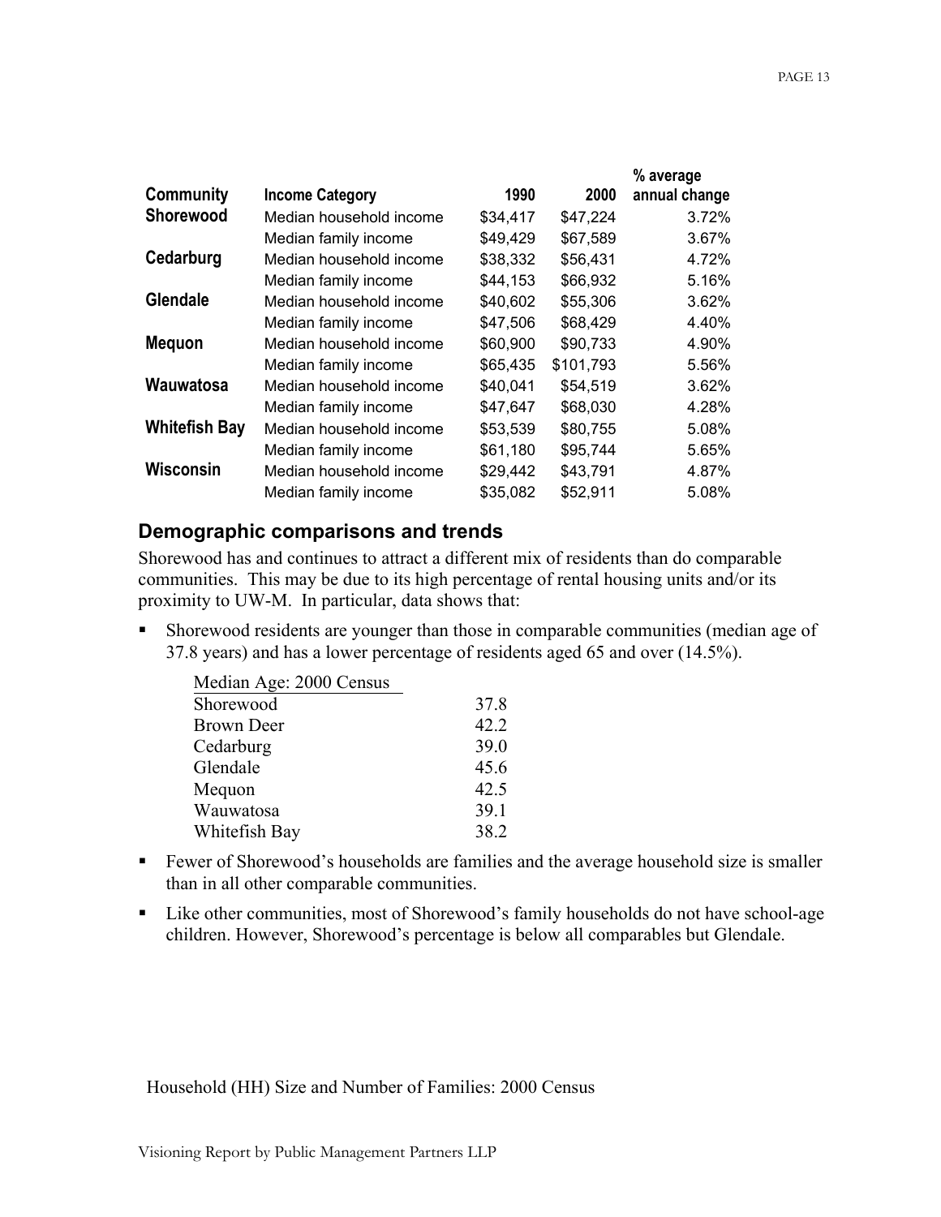| Community | Income Category | 1990 | 2000 | % average annual change |
|---|---|---|---|---|
| **Shorewood** | Median household income | $34,417 | $47,224 | 3.72% |
| | Median family income | $49,429 | $67,589 | 3.67% |
| **Cedarburg** | Median household income | $38,332 | $56,431 | 4.72% |
| | Median family income | $44,153 | $66,932 | 5.16% |
| **Glendale** | Median household income | $40,602 | $55,306 | 3.62% |
| | Median family income | $47,506 | $68,429 | 4.40% |
| **Mequon** | Median household income | $60,900 | $90,733 | 4.90% |
| | Median family income | $65,435 | $101,793 | 5.56% |
| **Wauwatosa** | Median household income | $40,041 | $54,519 | 3.62% |
| | Median family income | $47,647 | $68,030 | 4.28% |
| **Whitefish Bay** | Median household income | $53,539 | $80,755 | 5.08% |
| | Median family income | $61,180 | $95,744 | 5.65% |
| **Wisconsin** | Median household income | $29,442 | $43,791 | 4.87% |
| | Median family income | $35,082 | $52,911 | 5.08% |

## Demographic comparisons and trends

Shorewood has and continues to attract a different mix of residents than do comparable communities. This may be due to its high percentage of rental housing units and/or its proximity to UW-M. In particular, data shows that:

- Shorewood residents are younger than those in comparable communities (median age of 37.8 years) and has a lower percentage of residents aged 65 and over (14.5%).

| Median Age: 2000 Census | |
|---|---|
| Shorewood | 37.8 |
| Brown Deer | 42.2 |
| Cedarburg | 39.0 |
| Glendale | 45.6 |
| Mequon | 42.5 |
| Wauwatosa | 39.1 |
| Whitefish Bay | 38.2 |

- Fewer of Shorewood's households are families and the average household size is smaller than in all other comparable communities.
- Like other communities, most of Shorewood's family households do not have school-age children. However, Shorewood's percentage is below all comparables but Glendale.

Household (HH) Size and Number of Families: 2000 Census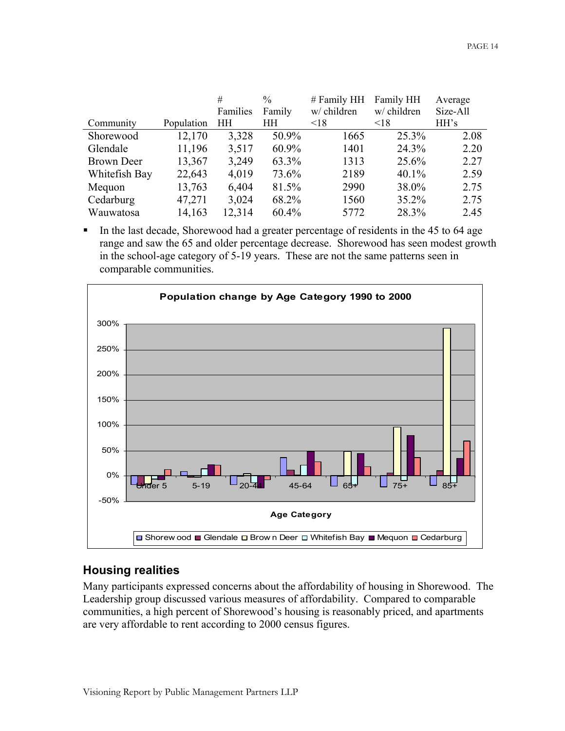| Community | Population | # Families HH | % Family HH | # Family HH w/ children <18 | Family HH w/ children <18 | Average Size-All HH's |
|---|---|---|---|---|---|---|
| Shorewood | 12,170 | 3,328 | 50.9% | 1665 | 25.3% | 2.08 |
| Glendale | 11,196 | 3,517 | 60.9% | 1401 | 24.3% | 2.20 |
| Brown Deer | 13,367 | 3,249 | 63.3% | 1313 | 25.6% | 2.27 |
| Whitefish Bay | 22,643 | 4,019 | 73.6% | 2189 | 40.1% | 2.59 |
| Mequon | 13,763 | 6,404 | 81.5% | 2990 | 38.0% | 2.75 |
| Cedarburg | 47,271 | 3,024 | 68.2% | 1560 | 35.2% | 2.75 |
| Wauwatosa | 14,163 | 12,314 | 60.4% | 5772 | 28.3% | 2.45 |

- In the last decade, Shorewood had a greater percentage of residents in the 45 to 64 age range and saw the 65 and older percentage decrease. Shorewood has seen modest growth in the school-age category of 5-19 years. These are not the same patterns seen in comparable communities.

**Population change by Age Category 1990 to 2000**

## Housing realities

Many participants expressed concerns about the affordability of housing in Shorewood. The Leadership group discussed various measures of affordability. Compared to comparable communities, a high percent of Shorewood's housing is reasonably priced, and apartments are very affordable to rent according to 2000 census figures.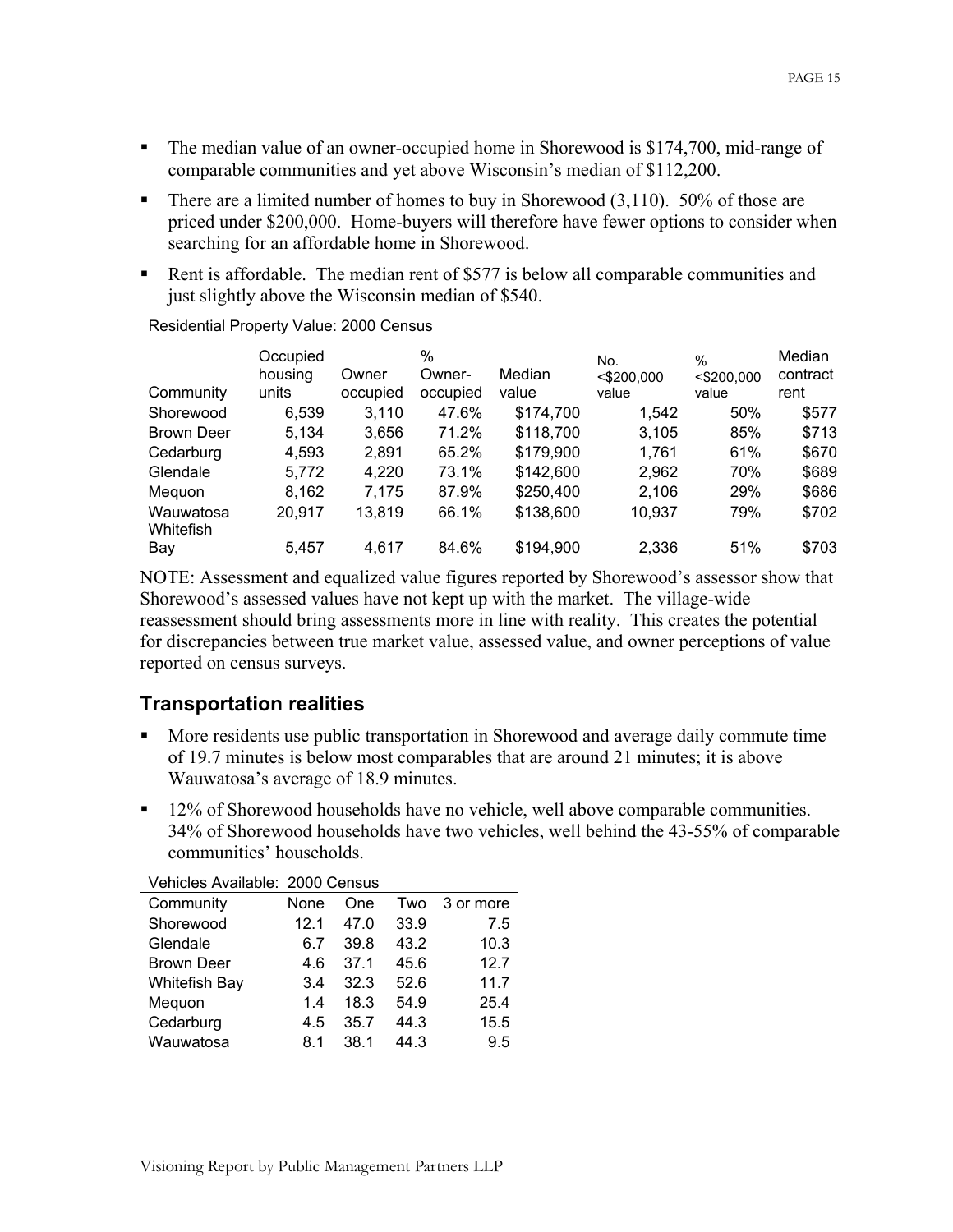- The median value of an owner-occupied home in Shorewood is $174,700, mid-range of comparable communities and yet above Wisconsin's median of $112,200.
- There are a limited number of homes to buy in Shorewood (3,110). 50% of those are priced under $200,000. Home-buyers will therefore have fewer options to consider when searching for an affordable home in Shorewood.
- Rent is affordable. The median rent of $577 is below all comparable communities and just slightly above the Wisconsin median of $540.

Residential Property Value: 2000 Census

| Community | Occupied housing units | Owner occupied | % Owner-occupied | Median value | No. <$200,000 value | % <$200,000 value | Median contract rent |
|---|---|---|---|---|---|---|---|
| Shorewood | 6,539 | 3,110 | 47.6% | $174,700 | 1,542 | 50% | $577 |
| Brown Deer | 5,134 | 3,656 | 71.2% | $118,700 | 3,105 | 85% | $713 |
| Cedarburg | 4,593 | 2,891 | 65.2% | $179,900 | 1,761 | 61% | $670 |
| Glendale | 5,772 | 4,220 | 73.1% | $142,600 | 2,962 | 70% | $689 |
| Mequon | 8,162 | 7,175 | 87.9% | $250,400 | 2,106 | 29% | $686 |
| Wauwatosa | 20,917 | 13,819 | 66.1% | $138,600 | 10,937 | 79% | $702 |
| Whitefish Bay | 5,457 | 4,617 | 84.6% | $194,900 | 2,336 | 51% | $703 |

NOTE: Assessment and equalized value figures reported by Shorewood's assessor show that Shorewood's assessed values have not kept up with the market. The village-wide reassessment should bring assessments more in line with reality. This creates the potential for discrepancies between true market value, assessed value, and owner perceptions of value reported on census surveys.

## Transportation realities

- More residents use public transportation in Shorewood and average daily commute time of 19.7 minutes is below most comparables that are around 21 minutes; it is above Wauwatosa's average of 18.9 minutes.
- 12% of Shorewood households have no vehicle, well above comparable communities. 34% of Shorewood households have two vehicles, well behind the 43-55% of comparable communities' households.

Vehicles Available: 2000 Census

| Community | None | One | Two | 3 or more |
|---|---|---|---|---|
| Shorewood | 12.1 | 47.0 | 33.9 | 7.5 |
| Glendale | 6.7 | 39.8 | 43.2 | 10.3 |
| Brown Deer | 4.6 | 37.1 | 45.6 | 12.7 |
| Whitefish Bay | 3.4 | 32.3 | 52.6 | 11.7 |
| Mequon | 1.4 | 18.3 | 54.9 | 25.4 |
| Cedarburg | 4.5 | 35.7 | 44.3 | 15.5 |
| Wauwatosa | 8.1 | 38.1 | 44.3 | 9.5 |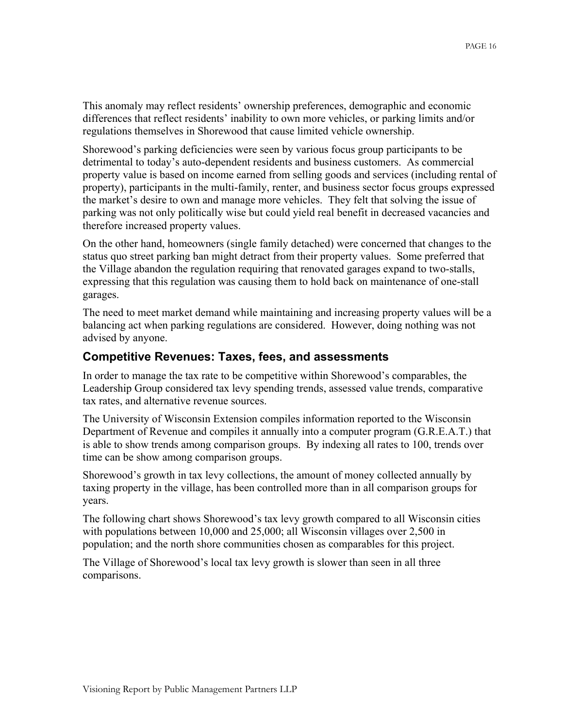This anomaly may reflect residents' ownership preferences, demographic and economic differences that reflect residents' inability to own more vehicles, or parking limits and/or regulations themselves in Shorewood that cause limited vehicle ownership.

Shorewood's parking deficiencies were seen by various focus group participants to be detrimental to today's auto-dependent residents and business customers. As commercial property value is based on income earned from selling goods and services (including rental of property), participants in the multi-family, renter, and business sector focus groups expressed the market's desire to own and manage more vehicles. They felt that solving the issue of parking was not only politically wise but could yield real benefit in decreased vacancies and therefore increased property values.

On the other hand, homeowners (single family detached) were concerned that changes to the status quo street parking ban might detract from their property values. Some preferred that the Village abandon the regulation requiring that renovated garages expand to two-stalls, expressing that this regulation was causing them to hold back on maintenance of one-stall garages.

The need to meet market demand while maintaining and increasing property values will be a balancing act when parking regulations are considered. However, doing nothing was not advised by anyone.

## Competitive Revenues: Taxes, fees, and assessments

In order to manage the tax rate to be competitive within Shorewood's comparables, the Leadership Group considered tax levy spending trends, assessed value trends, comparative tax rates, and alternative revenue sources.

The University of Wisconsin Extension compiles information reported to the Wisconsin Department of Revenue and compiles it annually into a computer program (G.R.E.A.T.) that is able to show trends among comparison groups. By indexing all rates to 100, trends over time can be show among comparison groups.

Shorewood's growth in tax levy collections, the amount of money collected annually by taxing property in the village, has been controlled more than in all comparison groups for years.

The following chart shows Shorewood's tax levy growth compared to all Wisconsin cities with populations between 10,000 and 25,000; all Wisconsin villages over 2,500 in population; and the north shore communities chosen as comparables for this project.

The Village of Shorewood's local tax levy growth is slower than seen in all three comparisons.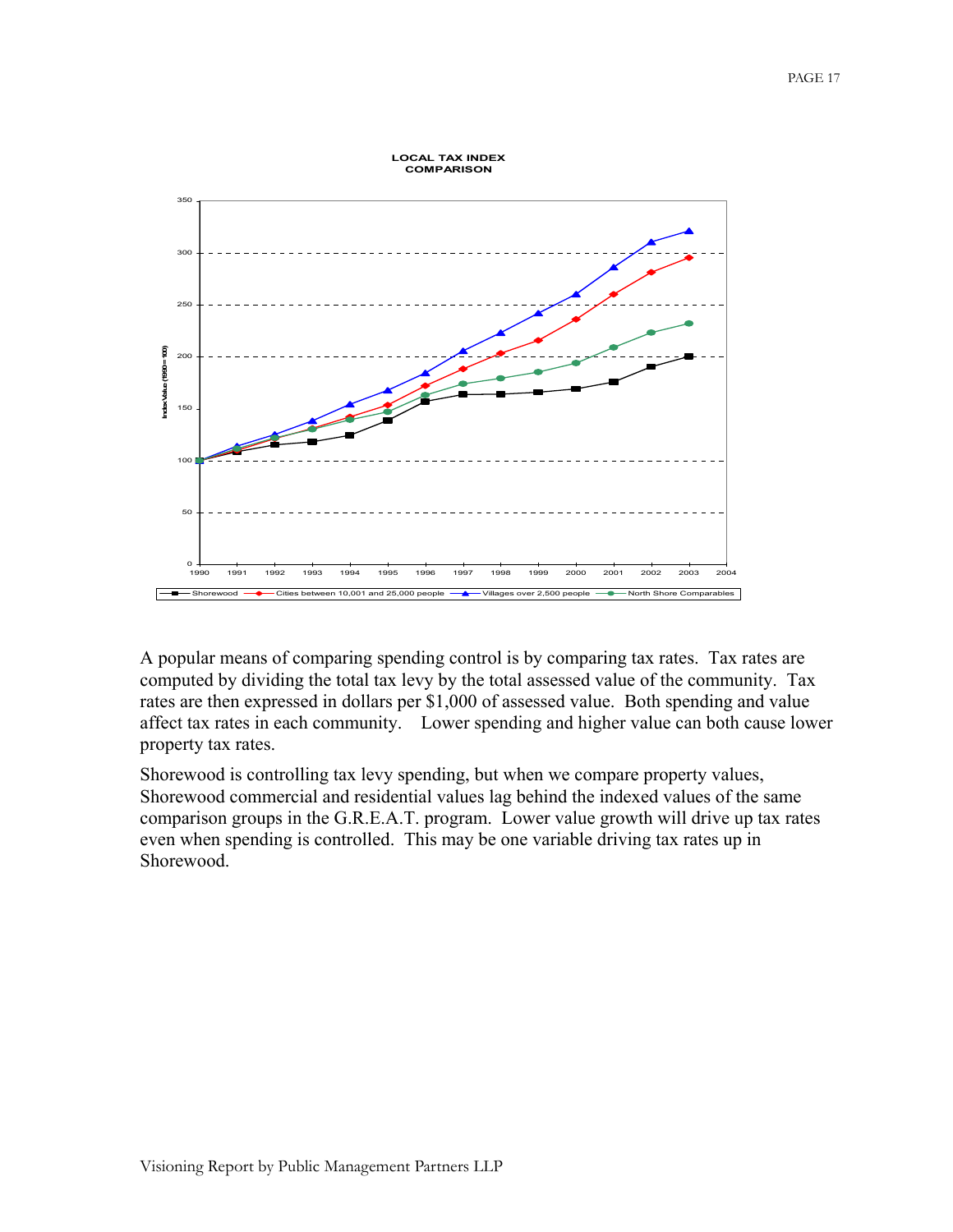LOCAL TAX INDEX COMPARISON

A popular means of comparing spending control is by comparing tax rates. Tax rates are computed by dividing the total tax levy by the total assessed value of the community. Tax rates are then expressed in dollars per $1,000 of assessed value. Both spending and value affect tax rates in each community. Lower spending and higher value can both cause lower property tax rates.

Shorewood is controlling tax levy spending, but when we compare property values, Shorewood commercial and residential values lag behind the indexed values of the same comparison groups in the G.R.E.A.T. program. Lower value growth will drive up tax rates even when spending is controlled. This may be one variable driving tax rates up in Shorewood.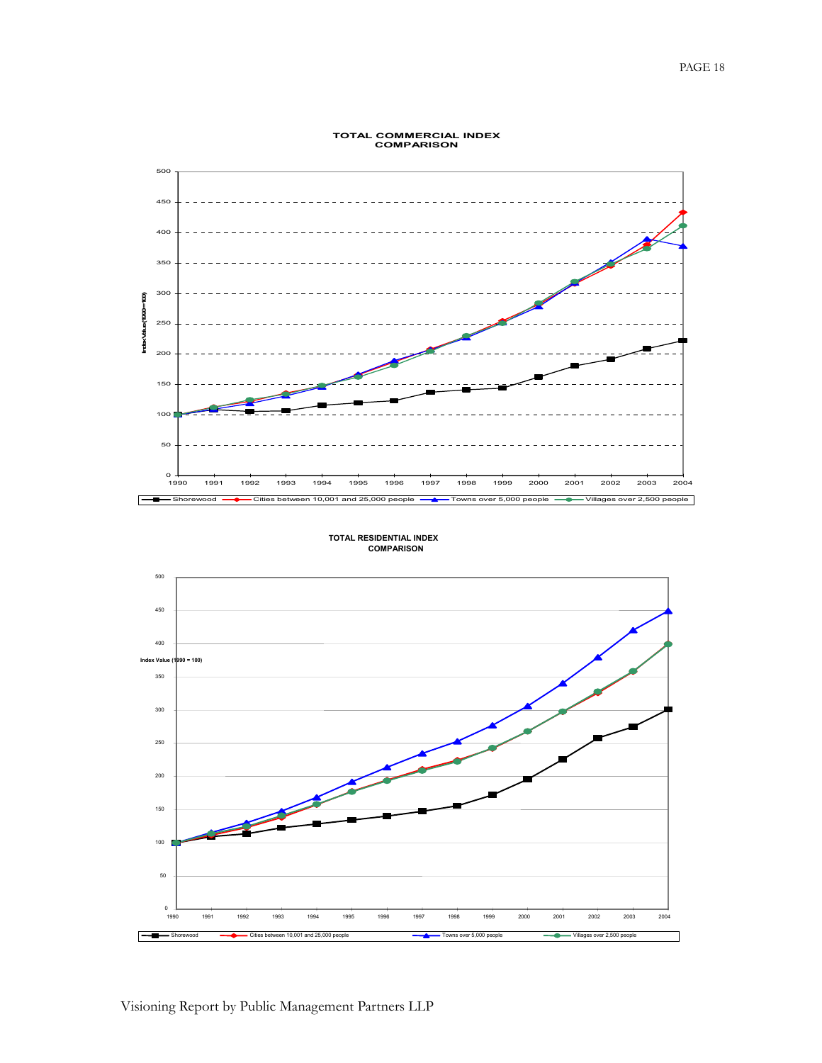**TOTAL COMMERCIAL INDEX COMPARISON**

Index Value (1990=100)

500, 450, 400, 350, 300, 250, 200, 150, 100, 50, 0

1990 1991 1992 1993 1994 1995 1996 1997 1998 1999 2000 2001 2002 2003 2004

Shorewood — Cities between 10,001 and 25,000 people — Towns over 5,000 people — Villages over 2,500 people

**TOTAL RESIDENTIAL INDEX COMPARISON**

Index Value (1990 = 100)

500, 450, 400, 350, 300, 250, 200, 150, 100, 50, 0

1990 1991 1992 1993 1994 1995 1996 1997 1998 1999 2000 2001 2002 2003 2004

Shorewood — Cities between 10,001 and 25,000 people — Towns over 5,000 people — Villages over 2,500 people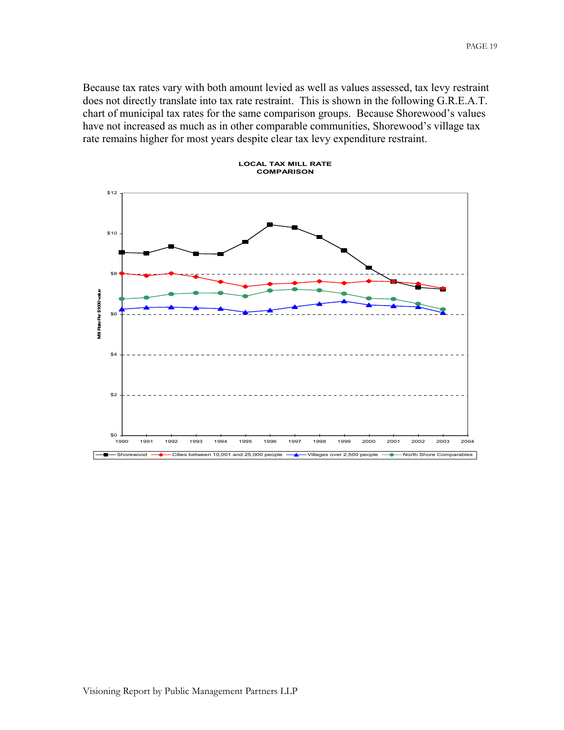Because tax rates vary with both amount levied as well as values assessed, tax levy restraint does not directly translate into tax rate restraint. This is shown in the following G.R.E.A.T. chart of municipal tax rates for the same comparison groups. Because Shorewood's values have not increased as much as in other comparable communities, Shorewood's village tax rate remains higher for most years despite clear tax levy expenditure restraint.

**LOCAL TAX MILL RATE COMPARISON**

Mill Rate Per $1000 value

$0, $2, $4, $6, $8, $10, $12

1990, 1991, 1992, 1993, 1994, 1995, 1996, 1997, 1998, 1999, 2000, 2001, 2002, 2003, 2004

Shorewood — Cities between 10,001 and 25,000 people — Villages over 2,500 people — North Shore Comparables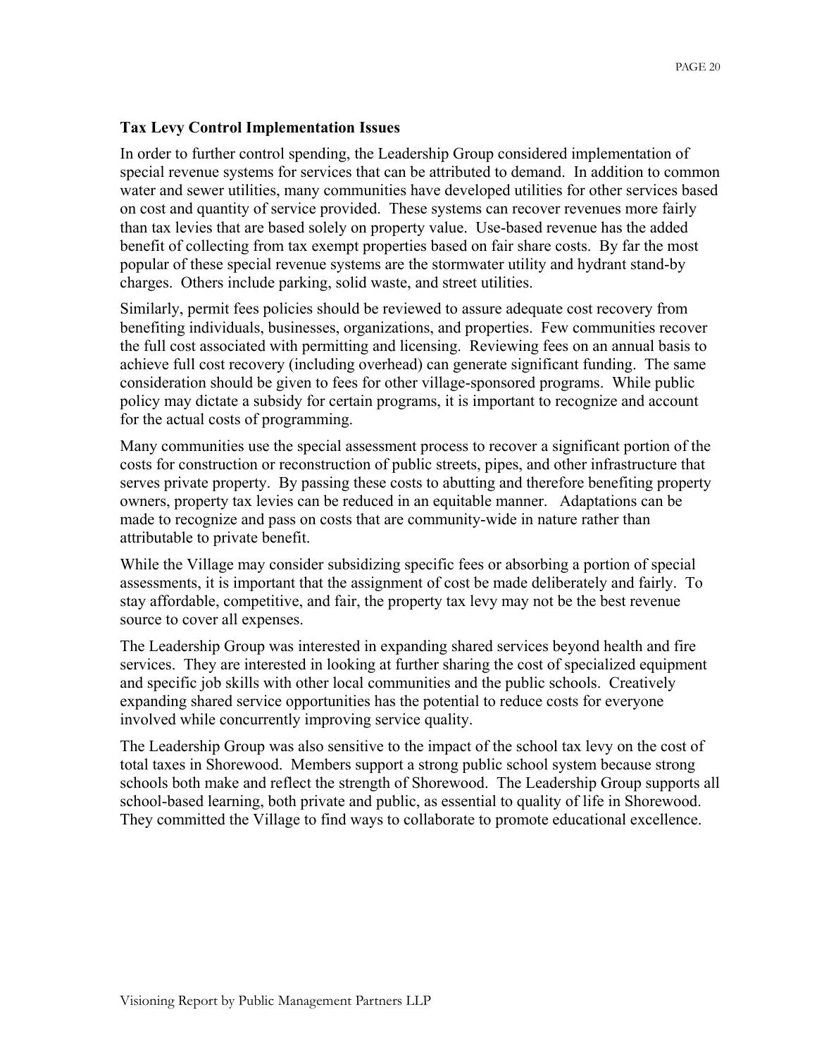**Tax Levy Control Implementation Issues**

In order to further control spending, the Leadership Group considered implementation of special revenue systems for services that can be attributed to demand. In addition to common water and sewer utilities, many communities have developed utilities for other services based on cost and quantity of service provided. These systems can recover revenues more fairly than tax levies that are based solely on property value. Use-based revenue has the added benefit of collecting from tax exempt properties based on fair share costs. By far the most popular of these special revenue systems are the stormwater utility and hydrant stand-by charges. Others include parking, solid waste, and street utilities.

Similarly, permit fees policies should be reviewed to assure adequate cost recovery from benefiting individuals, businesses, organizations, and properties. Few communities recover the full cost associated with permitting and licensing. Reviewing fees on an annual basis to achieve full cost recovery (including overhead) can generate significant funding. The same consideration should be given to fees for other village-sponsored programs. While public policy may dictate a subsidy for certain programs, it is important to recognize and account for the actual costs of programming.

Many communities use the special assessment process to recover a significant portion of the costs for construction or reconstruction of public streets, pipes, and other infrastructure that serves private property. By passing these costs to abutting and therefore benefiting property owners, property tax levies can be reduced in an equitable manner. Adaptations can be made to recognize and pass on costs that are community-wide in nature rather than attributable to private benefit.

While the Village may consider subsidizing specific fees or absorbing a portion of special assessments, it is important that the assignment of cost be made deliberately and fairly. To stay affordable, competitive, and fair, the property tax levy may not be the best revenue source to cover all expenses.

The Leadership Group was interested in expanding shared services beyond health and fire services. They are interested in looking at further sharing the cost of specialized equipment and specific job skills with other local communities and the public schools. Creatively expanding shared service opportunities has the potential to reduce costs for everyone involved while concurrently improving service quality.

The Leadership Group was also sensitive to the impact of the school tax levy on the cost of total taxes in Shorewood. Members support a strong public school system because strong schools both make and reflect the strength of Shorewood. The Leadership Group supports all school-based learning, both private and public, as essential to quality of life in Shorewood. They committed the Village to find ways to collaborate to promote educational excellence.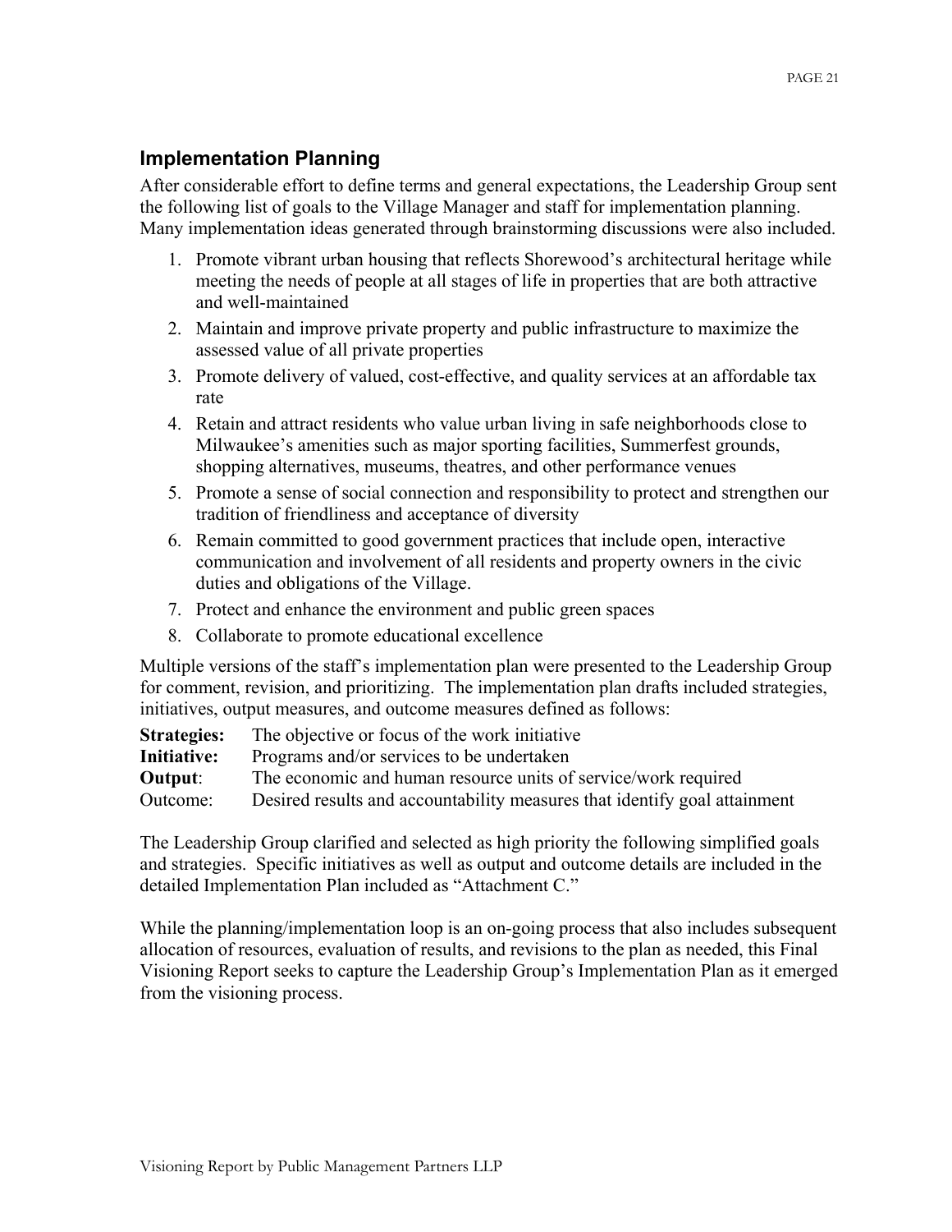## Implementation Planning

After considerable effort to define terms and general expectations, the Leadership Group sent the following list of goals to the Village Manager and staff for implementation planning. Many implementation ideas generated through brainstorming discussions were also included.

1. Promote vibrant urban housing that reflects Shorewood's architectural heritage while meeting the needs of people at all stages of life in properties that are both attractive and well-maintained
2. Maintain and improve private property and public infrastructure to maximize the assessed value of all private properties
3. Promote delivery of valued, cost-effective, and quality services at an affordable tax rate
4. Retain and attract residents who value urban living in safe neighborhoods close to Milwaukee's amenities such as major sporting facilities, Summerfest grounds, shopping alternatives, museums, theatres, and other performance venues
5. Promote a sense of social connection and responsibility to protect and strengthen our tradition of friendliness and acceptance of diversity
6. Remain committed to good government practices that include open, interactive communication and involvement of all residents and property owners in the civic duties and obligations of the Village.
7. Protect and enhance the environment and public green spaces
8. Collaborate to promote educational excellence

Multiple versions of the staff's implementation plan were presented to the Leadership Group for comment, revision, and prioritizing. The implementation plan drafts included strategies, initiatives, output measures, and outcome measures defined as follows:

**Strategies:** The objective or focus of the work initiative  
**Initiative:** Programs and/or services to be undertaken  
**Output**: The economic and human resource units of service/work required  
Outcome: Desired results and accountability measures that identify goal attainment

The Leadership Group clarified and selected as high priority the following simplified goals and strategies. Specific initiatives as well as output and outcome details are included in the detailed Implementation Plan included as "Attachment C."

While the planning/implementation loop is an on-going process that also includes subsequent allocation of resources, evaluation of results, and revisions to the plan as needed, this Final Visioning Report seeks to capture the Leadership Group's Implementation Plan as it emerged from the visioning process.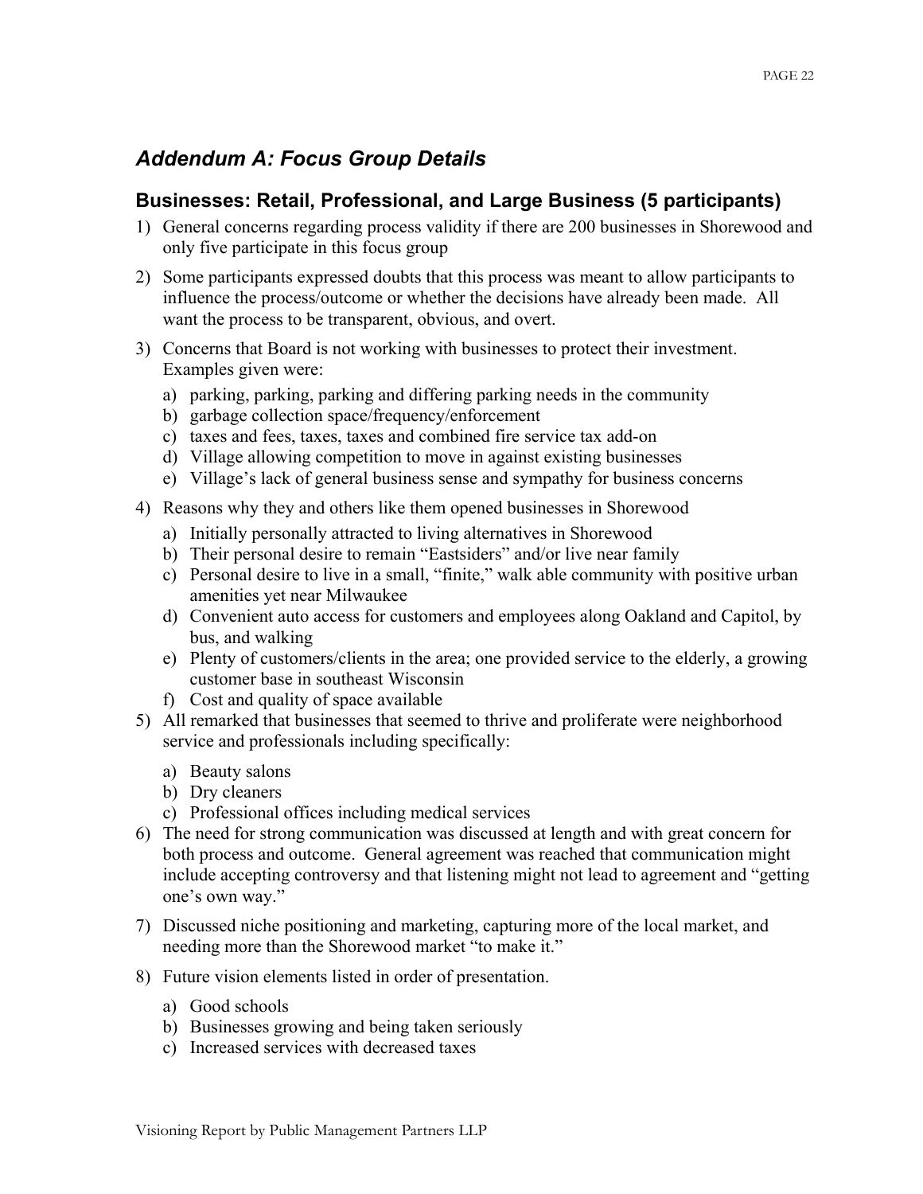## *Addendum A: Focus Group Details*

### Businesses: Retail, Professional, and Large Business (5 participants)

1) General concerns regarding process validity if there are 200 businesses in Shorewood and only five participate in this focus group
2) Some participants expressed doubts that this process was meant to allow participants to influence the process/outcome or whether the decisions have already been made. All want the process to be transparent, obvious, and overt.
3) Concerns that Board is not working with businesses to protect their investment. Examples given were:
   a) parking, parking, parking and differing parking needs in the community
   b) garbage collection space/frequency/enforcement
   c) taxes and fees, taxes, taxes and combined fire service tax add-on
   d) Village allowing competition to move in against existing businesses
   e) Village's lack of general business sense and sympathy for business concerns
4) Reasons why they and others like them opened businesses in Shorewood
   a) Initially personally attracted to living alternatives in Shorewood
   b) Their personal desire to remain "Eastsiders" and/or live near family
   c) Personal desire to live in a small, "finite," walk able community with positive urban amenities yet near Milwaukee
   d) Convenient auto access for customers and employees along Oakland and Capitol, by bus, and walking
   e) Plenty of customers/clients in the area; one provided service to the elderly, a growing customer base in southeast Wisconsin
   f) Cost and quality of space available
5) All remarked that businesses that seemed to thrive and proliferate were neighborhood service and professionals including specifically:
   a) Beauty salons
   b) Dry cleaners
   c) Professional offices including medical services
6) The need for strong communication was discussed at length and with great concern for both process and outcome. General agreement was reached that communication might include accepting controversy and that listening might not lead to agreement and "getting one's own way."
7) Discussed niche positioning and marketing, capturing more of the local market, and needing more than the Shorewood market "to make it."
8) Future vision elements listed in order of presentation.
   a) Good schools
   b) Businesses growing and being taken seriously
   c) Increased services with decreased taxes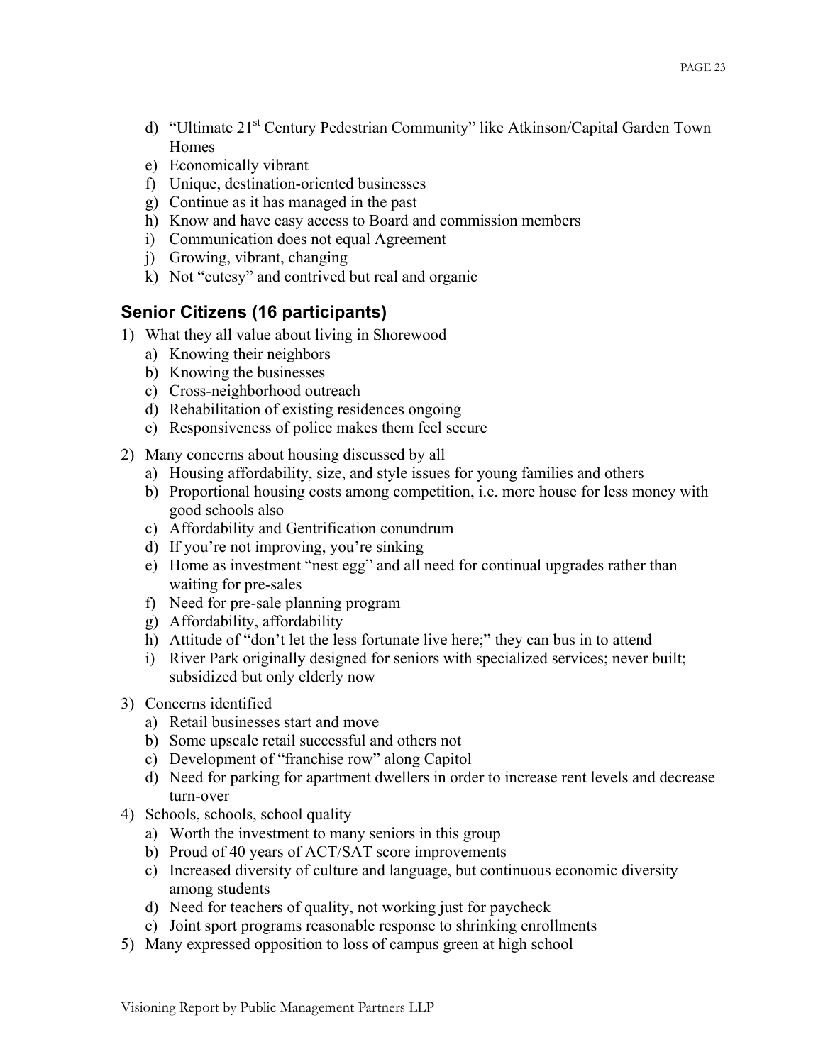d) "Ultimate 21st Century Pedestrian Community" like Atkinson/Capital Garden Town Homes
e) Economically vibrant
f) Unique, destination-oriented businesses
g) Continue as it has managed in the past
h) Know and have easy access to Board and commission members
i) Communication does not equal Agreement
j) Growing, vibrant, changing
k) Not "cutesy" and contrived but real and organic

## Senior Citizens (16 participants)

1) What they all value about living in Shorewood
   a) Knowing their neighbors
   b) Knowing the businesses
   c) Cross-neighborhood outreach
   d) Rehabilitation of existing residences ongoing
   e) Responsiveness of police makes them feel secure
2) Many concerns about housing discussed by all
   a) Housing affordability, size, and style issues for young families and others
   b) Proportional housing costs among competition, i.e. more house for less money with good schools also
   c) Affordability and Gentrification conundrum
   d) If you're not improving, you're sinking
   e) Home as investment "nest egg" and all need for continual upgrades rather than waiting for pre-sales
   f) Need for pre-sale planning program
   g) Affordability, affordability
   h) Attitude of "don't let the less fortunate live here;" they can bus in to attend
   i) River Park originally designed for seniors with specialized services; never built; subsidized but only elderly now
3) Concerns identified
   a) Retail businesses start and move
   b) Some upscale retail successful and others not
   c) Development of "franchise row" along Capitol
   d) Need for parking for apartment dwellers in order to increase rent levels and decrease turn-over
4) Schools, schools, school quality
   a) Worth the investment to many seniors in this group
   b) Proud of 40 years of ACT/SAT score improvements
   c) Increased diversity of culture and language, but continuous economic diversity among students
   d) Need for teachers of quality, not working just for paycheck
   e) Joint sport programs reasonable response to shrinking enrollments
5) Many expressed opposition to loss of campus green at high school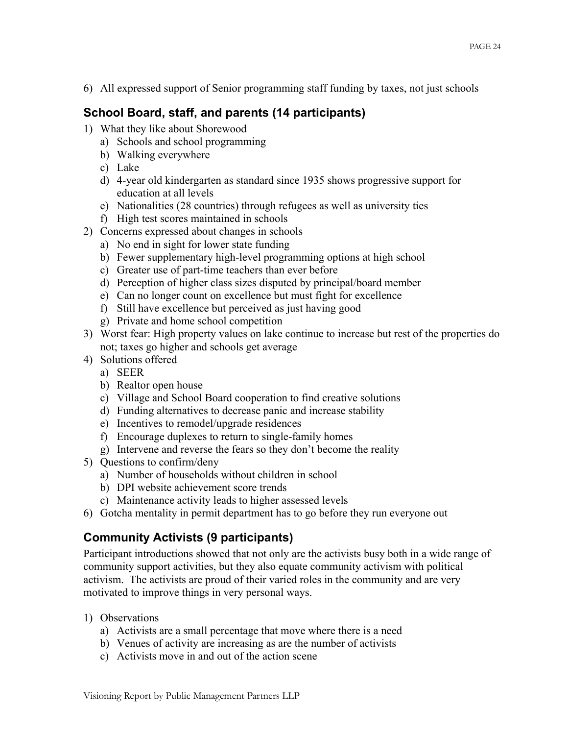6) All expressed support of Senior programming staff funding by taxes, not just schools

## School Board, staff, and parents (14 participants)

1) What they like about Shorewood
   a) Schools and school programming
   b) Walking everywhere
   c) Lake
   d) 4-year old kindergarten as standard since 1935 shows progressive support for education at all levels
   e) Nationalities (28 countries) through refugees as well as university ties
   f) High test scores maintained in schools
2) Concerns expressed about changes in schools
   a) No end in sight for lower state funding
   b) Fewer supplementary high-level programming options at high school
   c) Greater use of part-time teachers than ever before
   d) Perception of higher class sizes disputed by principal/board member
   e) Can no longer count on excellence but must fight for excellence
   f) Still have excellence but perceived as just having good
   g) Private and home school competition
3) Worst fear: High property values on lake continue to increase but rest of the properties do not; taxes go higher and schools get average
4) Solutions offered
   a) SEER
   b) Realtor open house
   c) Village and School Board cooperation to find creative solutions
   d) Funding alternatives to decrease panic and increase stability
   e) Incentives to remodel/upgrade residences
   f) Encourage duplexes to return to single-family homes
   g) Intervene and reverse the fears so they don't become the reality
5) Questions to confirm/deny
   a) Number of households without children in school
   b) DPI website achievement score trends
   c) Maintenance activity leads to higher assessed levels
6) Gotcha mentality in permit department has to go before they run everyone out

## Community Activists (9 participants)

Participant introductions showed that not only are the activists busy both in a wide range of community support activities, but they also equate community activism with political activism. The activists are proud of their varied roles in the community and are very motivated to improve things in very personal ways.

1) Observations
   a) Activists are a small percentage that move where there is a need
   b) Venues of activity are increasing as are the number of activists
   c) Activists move in and out of the action scene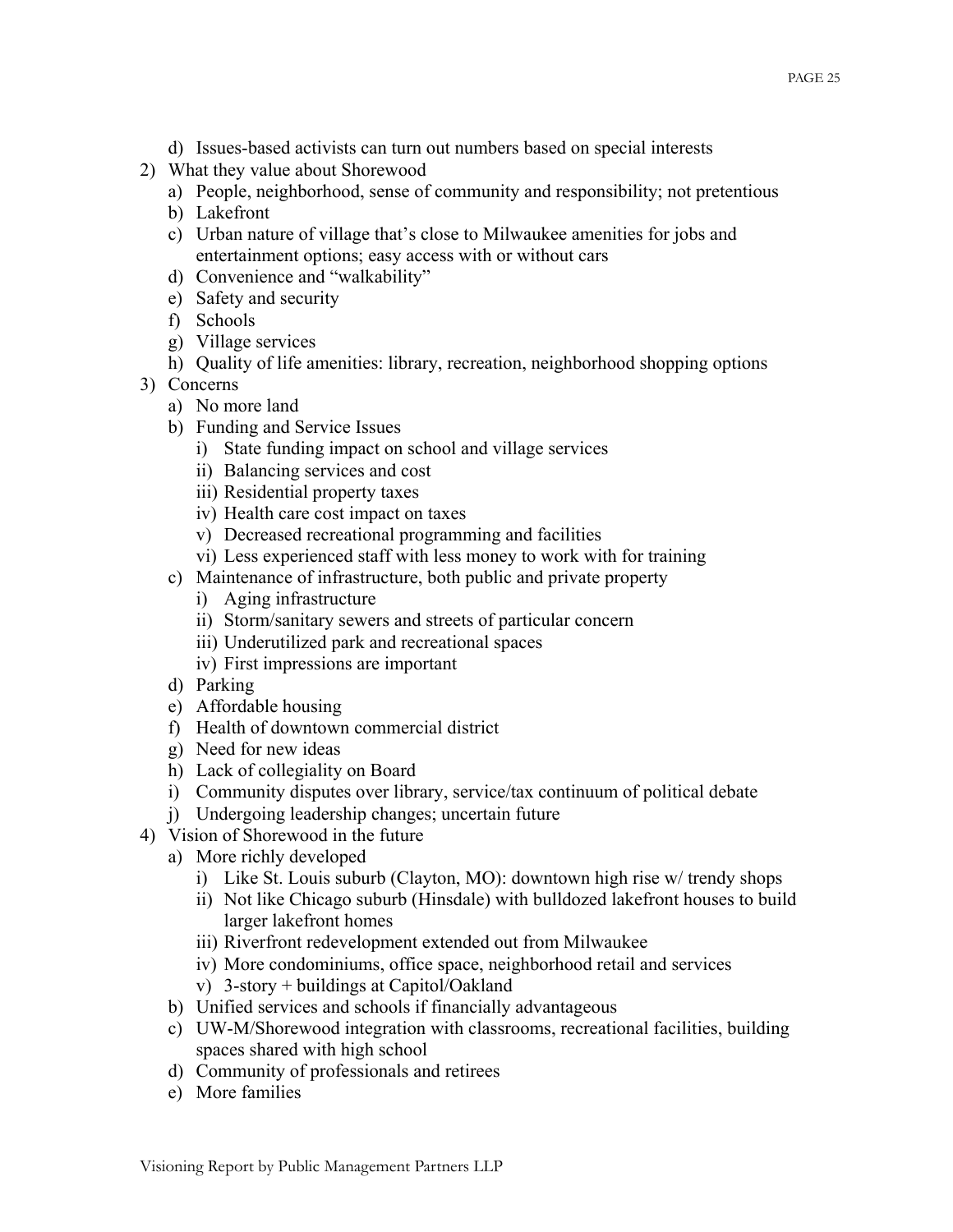d) Issues-based activists can turn out numbers based on special interests

2) What they value about Shorewood
   a) People, neighborhood, sense of community and responsibility; not pretentious
   b) Lakefront
   c) Urban nature of village that's close to Milwaukee amenities for jobs and entertainment options; easy access with or without cars
   d) Convenience and "walkability"
   e) Safety and security
   f) Schools
   g) Village services
   h) Quality of life amenities: library, recreation, neighborhood shopping options

3) Concerns
   a) No more land
   b) Funding and Service Issues
      i) State funding impact on school and village services
      ii) Balancing services and cost
      iii) Residential property taxes
      iv) Health care cost impact on taxes
      v) Decreased recreational programming and facilities
      vi) Less experienced staff with less money to work with for training
   c) Maintenance of infrastructure, both public and private property
      i) Aging infrastructure
      ii) Storm/sanitary sewers and streets of particular concern
      iii) Underutilized park and recreational spaces
      iv) First impressions are important
   d) Parking
   e) Affordable housing
   f) Health of downtown commercial district
   g) Need for new ideas
   h) Lack of collegiality on Board
   i) Community disputes over library, service/tax continuum of political debate
   j) Undergoing leadership changes; uncertain future

4) Vision of Shorewood in the future
   a) More richly developed
      i) Like St. Louis suburb (Clayton, MO): downtown high rise w/ trendy shops
      ii) Not like Chicago suburb (Hinsdale) with bulldozed lakefront houses to build larger lakefront homes
      iii) Riverfront redevelopment extended out from Milwaukee
      iv) More condominiums, office space, neighborhood retail and services
      v) 3-story + buildings at Capitol/Oakland
   b) Unified services and schools if financially advantageous
   c) UW-M/Shorewood integration with classrooms, recreational facilities, building spaces shared with high school
   d) Community of professionals and retirees
   e) More families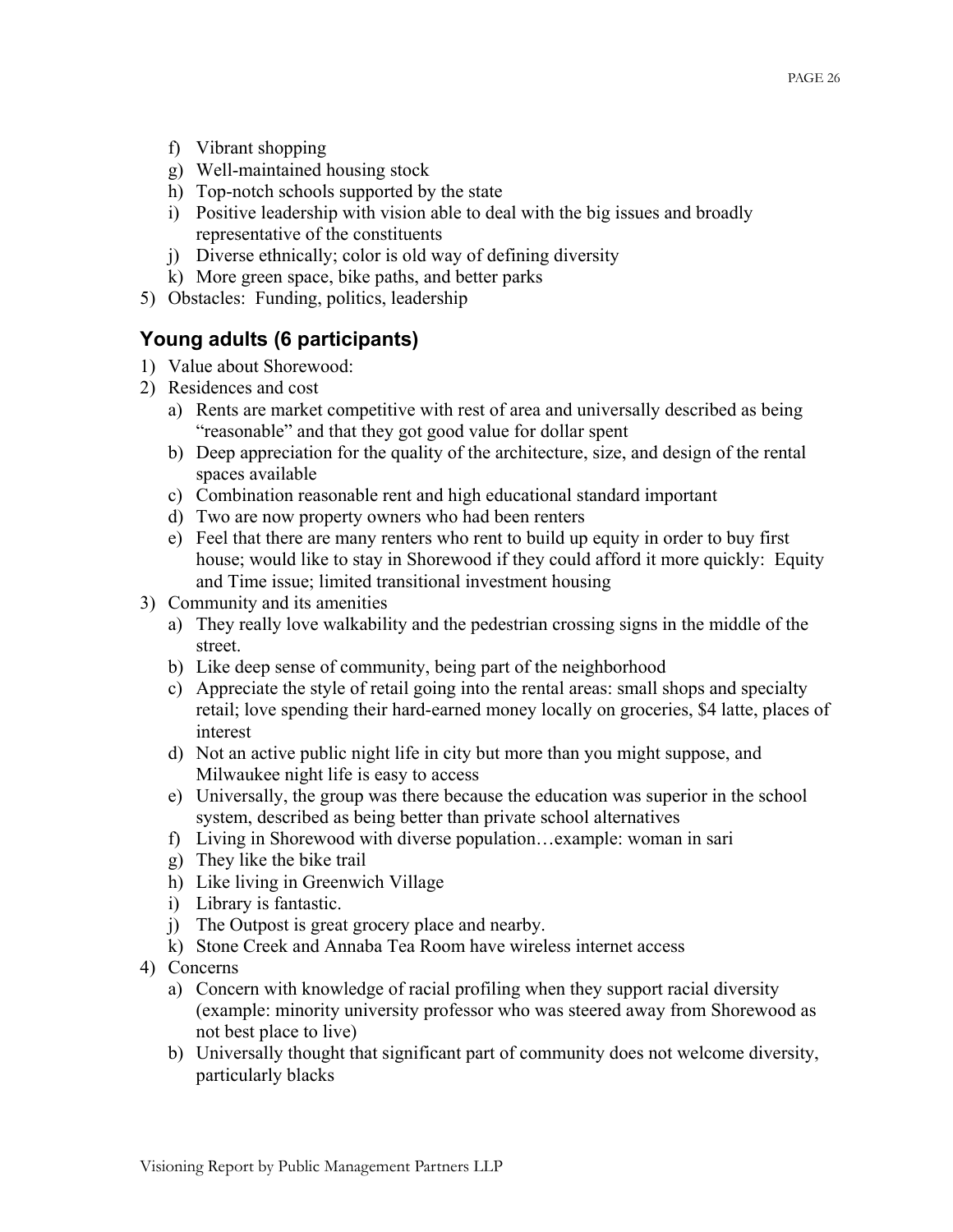f) Vibrant shopping
g) Well-maintained housing stock
h) Top-notch schools supported by the state
i) Positive leadership with vision able to deal with the big issues and broadly representative of the constituents
j) Diverse ethnically; color is old way of defining diversity
k) More green space, bike paths, and better parks

5) Obstacles: Funding, politics, leadership

## Young adults (6 participants)

1) Value about Shorewood:
2) Residences and cost
   a) Rents are market competitive with rest of area and universally described as being "reasonable" and that they got good value for dollar spent
   b) Deep appreciation for the quality of the architecture, size, and design of the rental spaces available
   c) Combination reasonable rent and high educational standard important
   d) Two are now property owners who had been renters
   e) Feel that there are many renters who rent to build up equity in order to buy first house; would like to stay in Shorewood if they could afford it more quickly: Equity and Time issue; limited transitional investment housing
3) Community and its amenities
   a) They really love walkability and the pedestrian crossing signs in the middle of the street.
   b) Like deep sense of community, being part of the neighborhood
   c) Appreciate the style of retail going into the rental areas: small shops and specialty retail; love spending their hard-earned money locally on groceries, $4 latte, places of interest
   d) Not an active public night life in city but more than you might suppose, and Milwaukee night life is easy to access
   e) Universally, the group was there because the education was superior in the school system, described as being better than private school alternatives
   f) Living in Shorewood with diverse population…example: woman in sari
   g) They like the bike trail
   h) Like living in Greenwich Village
   i) Library is fantastic.
   j) The Outpost is great grocery place and nearby.
   k) Stone Creek and Annaba Tea Room have wireless internet access
4) Concerns
   a) Concern with knowledge of racial profiling when they support racial diversity (example: minority university professor who was steered away from Shorewood as not best place to live)
   b) Universally thought that significant part of community does not welcome diversity, particularly blacks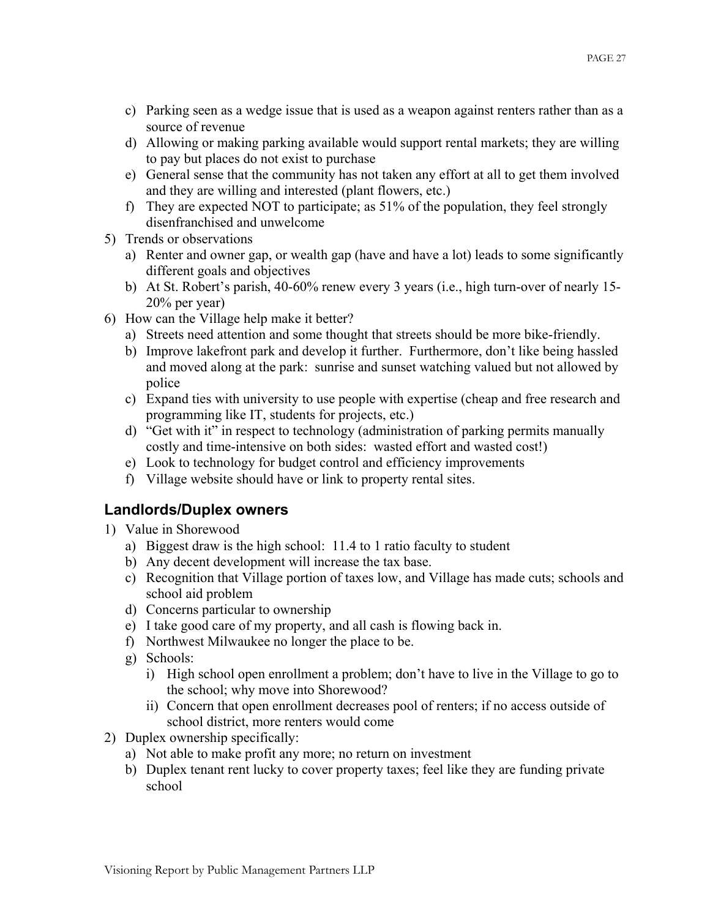c) Parking seen as a wedge issue that is used as a weapon against renters rather than as a source of revenue
d) Allowing or making parking available would support rental markets; they are willing to pay but places do not exist to purchase
e) General sense that the community has not taken any effort at all to get them involved and they are willing and interested (plant flowers, etc.)
f) They are expected NOT to participate; as 51% of the population, they feel strongly disenfranchised and unwelcome

5) Trends or observations
   a) Renter and owner gap, or wealth gap (have and have a lot) leads to some significantly different goals and objectives
   b) At St. Robert's parish, 40-60% renew every 3 years (i.e., high turn-over of nearly 15-20% per year)
6) How can the Village help make it better?
   a) Streets need attention and some thought that streets should be more bike-friendly.
   b) Improve lakefront park and develop it further. Furthermore, don't like being hassled and moved along at the park: sunrise and sunset watching valued but not allowed by police
   c) Expand ties with university to use people with expertise (cheap and free research and programming like IT, students for projects, etc.)
   d) "Get with it" in respect to technology (administration of parking permits manually costly and time-intensive on both sides: wasted effort and wasted cost!)
   e) Look to technology for budget control and efficiency improvements
   f) Village website should have or link to property rental sites.

## Landlords/Duplex owners

1) Value in Shorewood
   a) Biggest draw is the high school: 11.4 to 1 ratio faculty to student
   b) Any decent development will increase the tax base.
   c) Recognition that Village portion of taxes low, and Village has made cuts; schools and school aid problem
   d) Concerns particular to ownership
   e) I take good care of my property, and all cash is flowing back in.
   f) Northwest Milwaukee no longer the place to be.
   g) Schools:
      i) High school open enrollment a problem; don't have to live in the Village to go to the school; why move into Shorewood?
      ii) Concern that open enrollment decreases pool of renters; if no access outside of school district, more renters would come
2) Duplex ownership specifically:
   a) Not able to make profit any more; no return on investment
   b) Duplex tenant rent lucky to cover property taxes; feel like they are funding private school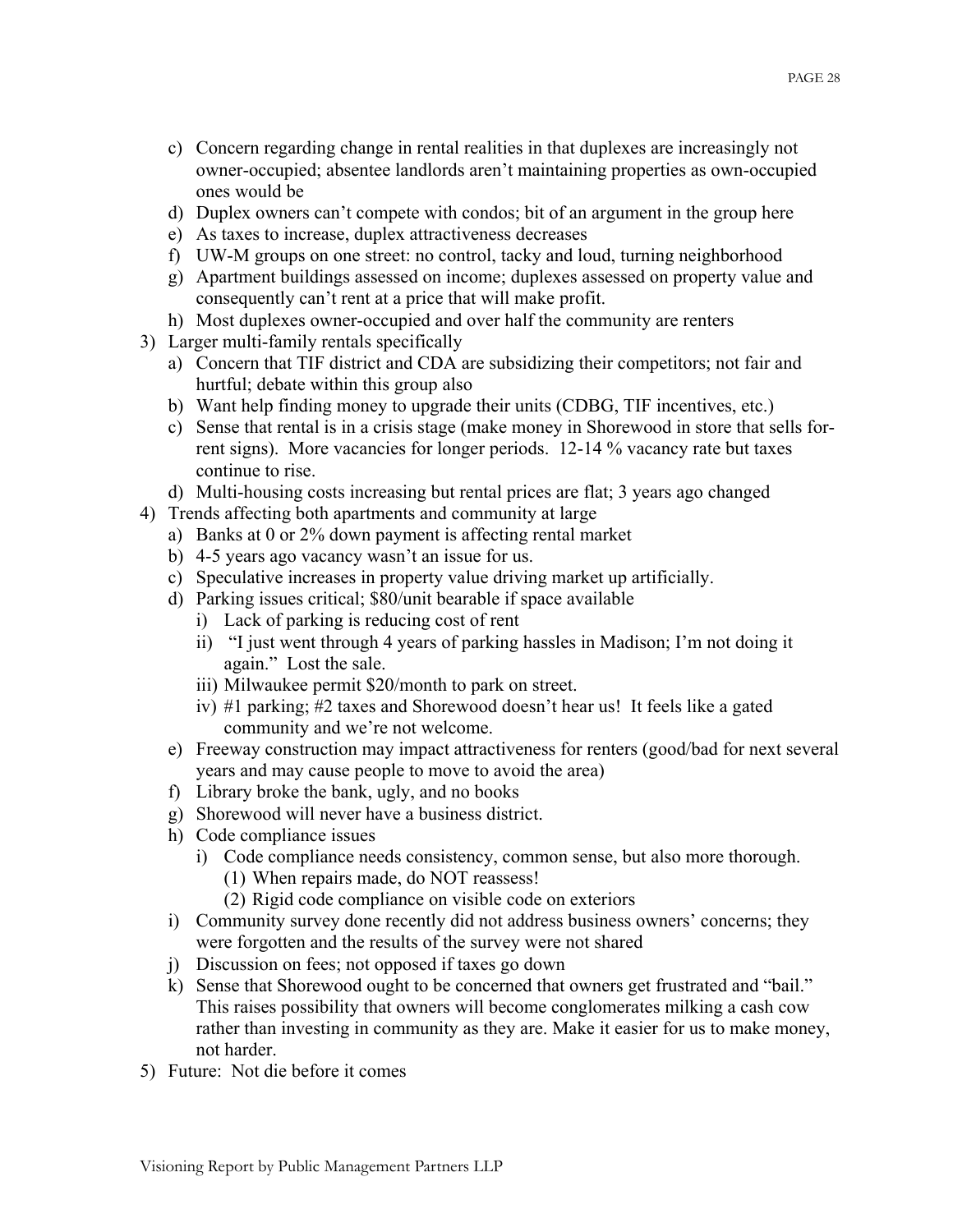c) Concern regarding change in rental realities in that duplexes are increasingly not owner-occupied; absentee landlords aren't maintaining properties as own-occupied ones would be
d) Duplex owners can't compete with condos; bit of an argument in the group here
e) As taxes to increase, duplex attractiveness decreases
f) UW-M groups on one street: no control, tacky and loud, turning neighborhood
g) Apartment buildings assessed on income; duplexes assessed on property value and consequently can't rent at a price that will make profit.
h) Most duplexes owner-occupied and over half the community are renters

3) Larger multi-family rentals specifically
   a) Concern that TIF district and CDA are subsidizing their competitors; not fair and hurtful; debate within this group also
   b) Want help finding money to upgrade their units (CDBG, TIF incentives, etc.)
   c) Sense that rental is in a crisis stage (make money in Shorewood in store that sells for-rent signs). More vacancies for longer periods. 12-14 % vacancy rate but taxes continue to rise.
   d) Multi-housing costs increasing but rental prices are flat; 3 years ago changed

4) Trends affecting both apartments and community at large
   a) Banks at 0 or 2% down payment is affecting rental market
   b) 4-5 years ago vacancy wasn't an issue for us.
   c) Speculative increases in property value driving market up artificially.
   d) Parking issues critical; $80/unit bearable if space available
      i) Lack of parking is reducing cost of rent
      ii) "I just went through 4 years of parking hassles in Madison; I'm not doing it again." Lost the sale.
      iii) Milwaukee permit $20/month to park on street.
      iv) #1 parking; #2 taxes and Shorewood doesn't hear us! It feels like a gated community and we're not welcome.
   e) Freeway construction may impact attractiveness for renters (good/bad for next several years and may cause people to move to avoid the area)
   f) Library broke the bank, ugly, and no books
   g) Shorewood will never have a business district.
   h) Code compliance issues
      i) Code compliance needs consistency, common sense, but also more thorough.
         (1) When repairs made, do NOT reassess!
         (2) Rigid code compliance on visible code on exteriors
   i) Community survey done recently did not address business owners' concerns; they were forgotten and the results of the survey were not shared
   j) Discussion on fees; not opposed if taxes go down
   k) Sense that Shorewood ought to be concerned that owners get frustrated and "bail." This raises possibility that owners will become conglomerates milking a cash cow rather than investing in community as they are. Make it easier for us to make money, not harder.

5) Future: Not die before it comes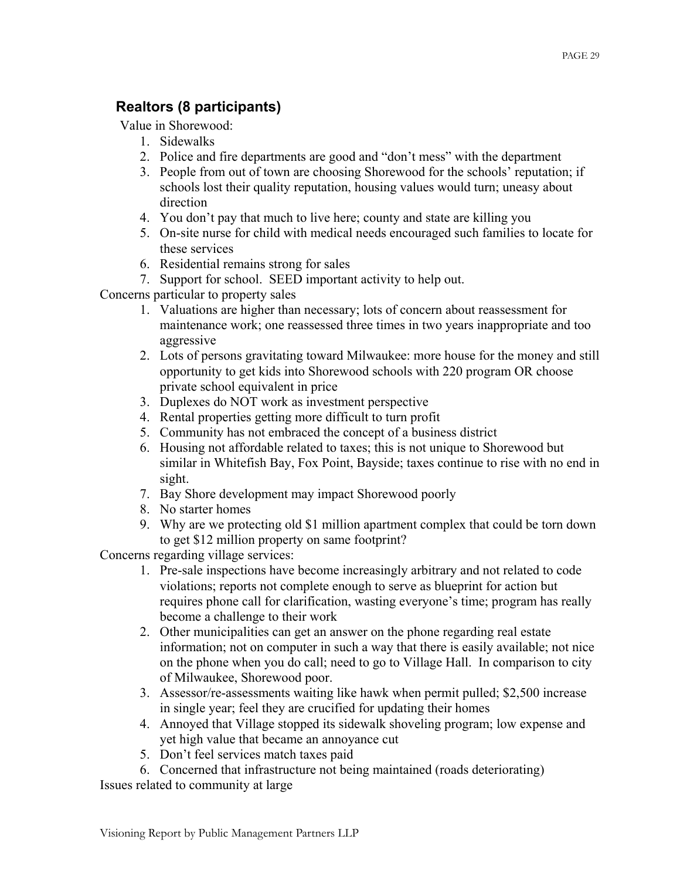## Realtors (8 participants)

Value in Shorewood:

1. Sidewalks
2. Police and fire departments are good and "don't mess" with the department
3. People from out of town are choosing Shorewood for the schools' reputation; if schools lost their quality reputation, housing values would turn; uneasy about direction
4. You don't pay that much to live here; county and state are killing you
5. On-site nurse for child with medical needs encouraged such families to locate for these services
6. Residential remains strong for sales
7. Support for school. SEED important activity to help out.

Concerns particular to property sales

1. Valuations are higher than necessary; lots of concern about reassessment for maintenance work; one reassessed three times in two years inappropriate and too aggressive
2. Lots of persons gravitating toward Milwaukee: more house for the money and still opportunity to get kids into Shorewood schools with 220 program OR choose private school equivalent in price
3. Duplexes do NOT work as investment perspective
4. Rental properties getting more difficult to turn profit
5. Community has not embraced the concept of a business district
6. Housing not affordable related to taxes; this is not unique to Shorewood but similar in Whitefish Bay, Fox Point, Bayside; taxes continue to rise with no end in sight.
7. Bay Shore development may impact Shorewood poorly
8. No starter homes
9. Why are we protecting old $1 million apartment complex that could be torn down to get $12 million property on same footprint?

Concerns regarding village services:

1. Pre-sale inspections have become increasingly arbitrary and not related to code violations; reports not complete enough to serve as blueprint for action but requires phone call for clarification, wasting everyone's time; program has really become a challenge to their work
2. Other municipalities can get an answer on the phone regarding real estate information; not on computer in such a way that there is easily available; not nice on the phone when you do call; need to go to Village Hall. In comparison to city of Milwaukee, Shorewood poor.
3. Assessor/re-assessments waiting like hawk when permit pulled; $2,500 increase in single year; feel they are crucified for updating their homes
4. Annoyed that Village stopped its sidewalk shoveling program; low expense and yet high value that became an annoyance cut
5. Don't feel services match taxes paid
6. Concerned that infrastructure not being maintained (roads deteriorating)

Issues related to community at large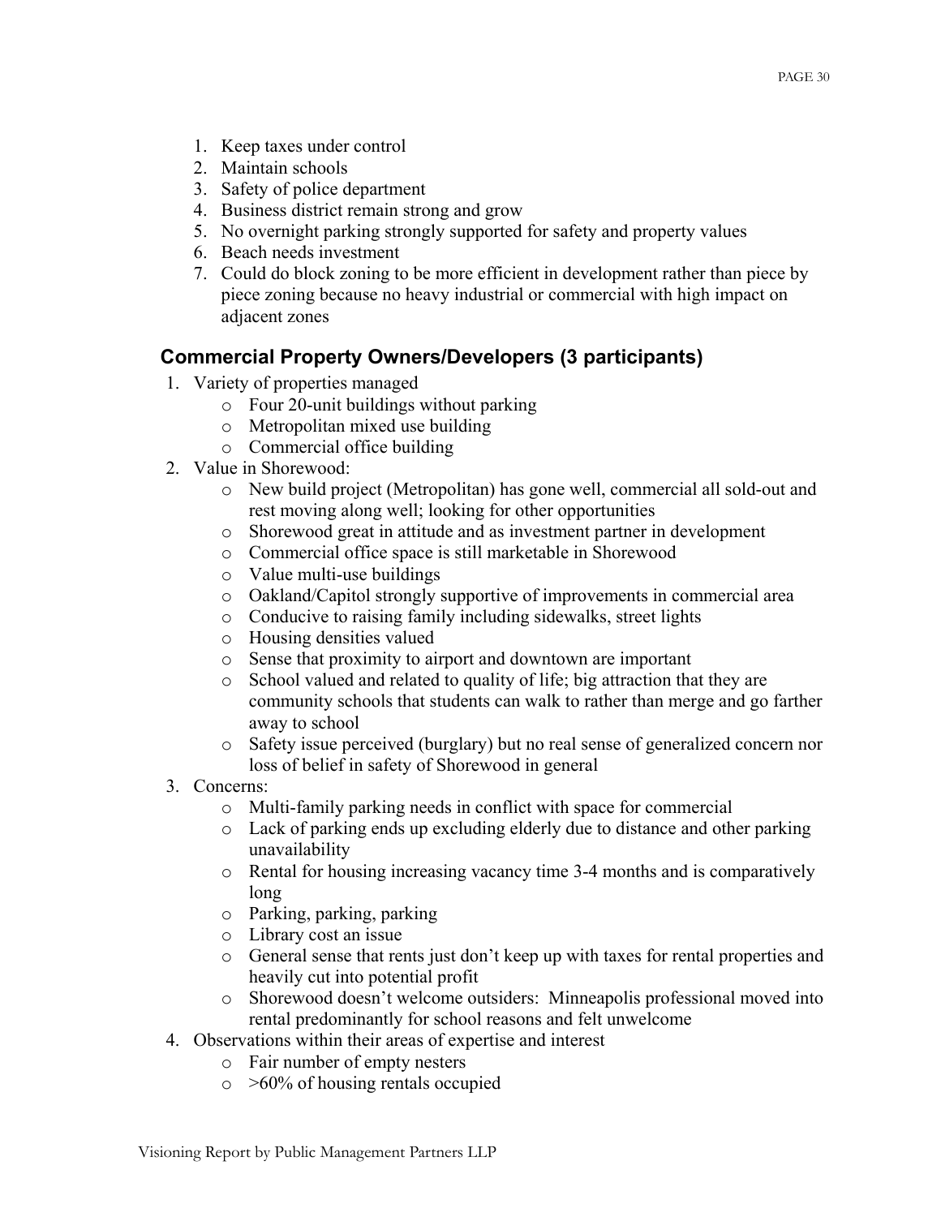1. Keep taxes under control
2. Maintain schools
3. Safety of police department
4. Business district remain strong and grow
5. No overnight parking strongly supported for safety and property values
6. Beach needs investment
7. Could do block zoning to be more efficient in development rather than piece by piece zoning because no heavy industrial or commercial with high impact on adjacent zones

## Commercial Property Owners/Developers (3 participants)

1. Variety of properties managed
   - Four 20-unit buildings without parking
   - Metropolitan mixed use building
   - Commercial office building
2. Value in Shorewood:
   - New build project (Metropolitan) has gone well, commercial all sold-out and rest moving along well; looking for other opportunities
   - Shorewood great in attitude and as investment partner in development
   - Commercial office space is still marketable in Shorewood
   - Value multi-use buildings
   - Oakland/Capitol strongly supportive of improvements in commercial area
   - Conducive to raising family including sidewalks, street lights
   - Housing densities valued
   - Sense that proximity to airport and downtown are important
   - School valued and related to quality of life; big attraction that they are community schools that students can walk to rather than merge and go farther away to school
   - Safety issue perceived (burglary) but no real sense of generalized concern nor loss of belief in safety of Shorewood in general
3. Concerns:
   - Multi-family parking needs in conflict with space for commercial
   - Lack of parking ends up excluding elderly due to distance and other parking unavailability
   - Rental for housing increasing vacancy time 3-4 months and is comparatively long
   - Parking, parking, parking
   - Library cost an issue
   - General sense that rents just don't keep up with taxes for rental properties and heavily cut into potential profit
   - Shorewood doesn't welcome outsiders: Minneapolis professional moved into rental predominantly for school reasons and felt unwelcome
4. Observations within their areas of expertise and interest
   - Fair number of empty nesters
   - >60% of housing rentals occupied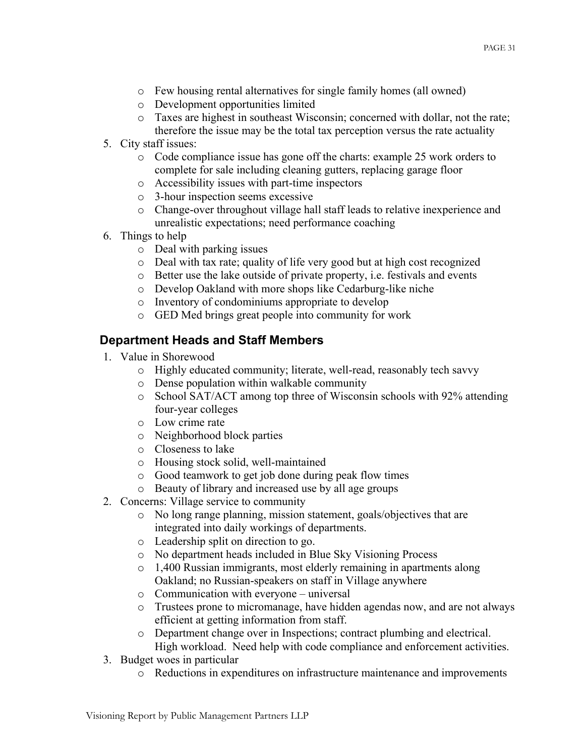- Few housing rental alternatives for single family homes (all owned)
   - Development opportunities limited
   - Taxes are highest in southeast Wisconsin; concerned with dollar, not the rate; therefore the issue may be the total tax perception versus the rate actuality

5. City staff issues:
   - Code compliance issue has gone off the charts: example 25 work orders to complete for sale including cleaning gutters, replacing garage floor
   - Accessibility issues with part-time inspectors
   - 3-hour inspection seems excessive
   - Change-over throughout village hall staff leads to relative inexperience and unrealistic expectations; need performance coaching
6. Things to help
   - Deal with parking issues
   - Deal with tax rate; quality of life very good but at high cost recognized
   - Better use the lake outside of private property, i.e. festivals and events
   - Develop Oakland with more shops like Cedarburg-like niche
   - Inventory of condominiums appropriate to develop
   - GED Med brings great people into community for work

## Department Heads and Staff Members

1. Value in Shorewood
   - Highly educated community; literate, well-read, reasonably tech savvy
   - Dense population within walkable community
   - School SAT/ACT among top three of Wisconsin schools with 92% attending four-year colleges
   - Low crime rate
   - Neighborhood block parties
   - Closeness to lake
   - Housing stock solid, well-maintained
   - Good teamwork to get job done during peak flow times
   - Beauty of library and increased use by all age groups
2. Concerns: Village service to community
   - No long range planning, mission statement, goals/objectives that are integrated into daily workings of departments.
   - Leadership split on direction to go.
   - No department heads included in Blue Sky Visioning Process
   - 1,400 Russian immigrants, most elderly remaining in apartments along Oakland; no Russian-speakers on staff in Village anywhere
   - Communication with everyone – universal
   - Trustees prone to micromanage, have hidden agendas now, and are not always efficient at getting information from staff.
   - Department change over in Inspections; contract plumbing and electrical. High workload. Need help with code compliance and enforcement activities.
3. Budget woes in particular
   - Reductions in expenditures on infrastructure maintenance and improvements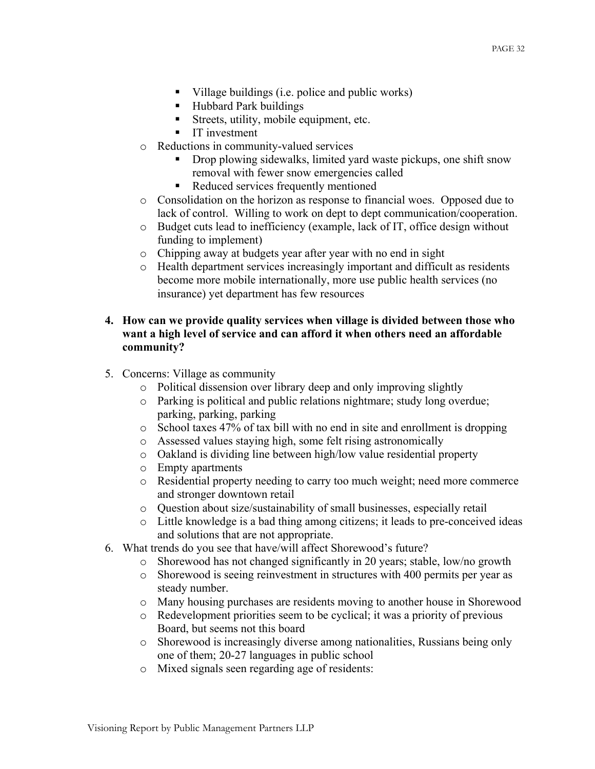- Village buildings (i.e. police and public works)
        - Hubbard Park buildings
        - Streets, utility, mobile equipment, etc.
        - IT investment
    - Reductions in community-valued services
        - Drop plowing sidewalks, limited yard waste pickups, one shift snow removal with fewer snow emergencies called
        - Reduced services frequently mentioned
    - Consolidation on the horizon as response to financial woes. Opposed due to lack of control. Willing to work on dept to dept communication/cooperation.
    - Budget cuts lead to inefficiency (example, lack of IT, office design without funding to implement)
    - Chipping away at budgets year after year with no end in sight
    - Health department services increasingly important and difficult as residents become more mobile internationally, more use public health services (no insurance) yet department has few resources

4. **How can we provide quality services when village is divided between those who want a high level of service and can afford it when others need an affordable community?**

5. Concerns: Village as community
    - Political dissension over library deep and only improving slightly
    - Parking is political and public relations nightmare; study long overdue; parking, parking, parking
    - School taxes 47% of tax bill with no end in site and enrollment is dropping
    - Assessed values staying high, some felt rising astronomically
    - Oakland is dividing line between high/low value residential property
    - Empty apartments
    - Residential property needing to carry too much weight; need more commerce and stronger downtown retail
    - Question about size/sustainability of small businesses, especially retail
    - Little knowledge is a bad thing among citizens; it leads to pre-conceived ideas and solutions that are not appropriate.
6. What trends do you see that have/will affect Shorewood's future?
    - Shorewood has not changed significantly in 20 years; stable, low/no growth
    - Shorewood is seeing reinvestment in structures with 400 permits per year as steady number.
    - Many housing purchases are residents moving to another house in Shorewood
    - Redevelopment priorities seem to be cyclical; it was a priority of previous Board, but seems not this board
    - Shorewood is increasingly diverse among nationalities, Russians being only one of them; 20-27 languages in public school
    - Mixed signals seen regarding age of residents: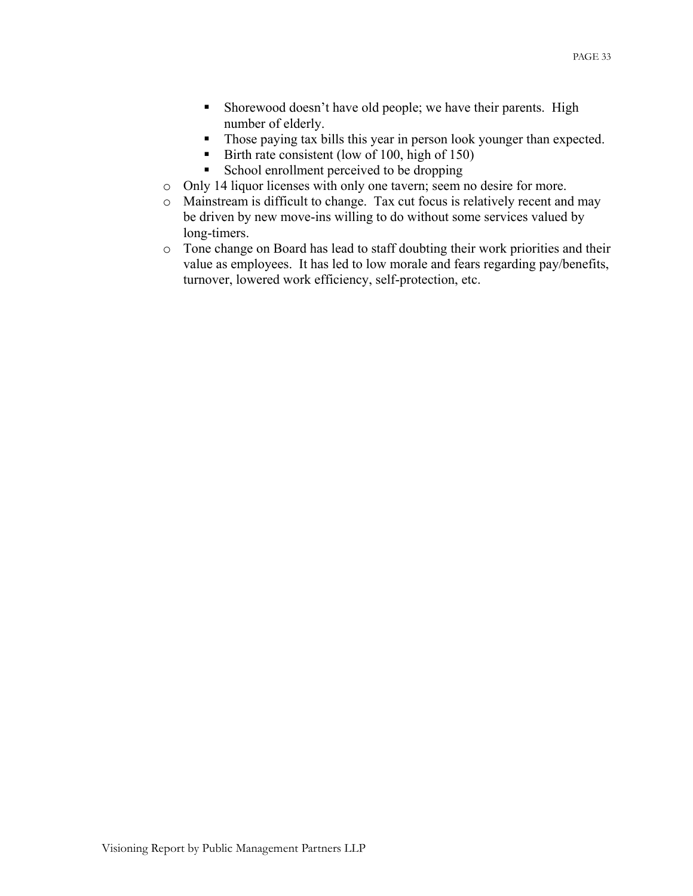- Shorewood doesn't have old people; we have their parents. High number of elderly.
    - Those paying tax bills this year in person look younger than expected.
    - Birth rate consistent (low of 100, high of 150)
    - School enrollment perceived to be dropping
  - Only 14 liquor licenses with only one tavern; seem no desire for more.
  - Mainstream is difficult to change. Tax cut focus is relatively recent and may be driven by new move-ins willing to do without some services valued by long-timers.
  - Tone change on Board has lead to staff doubting their work priorities and their value as employees. It has led to low morale and fears regarding pay/benefits, turnover, lowered work efficiency, self-protection, etc.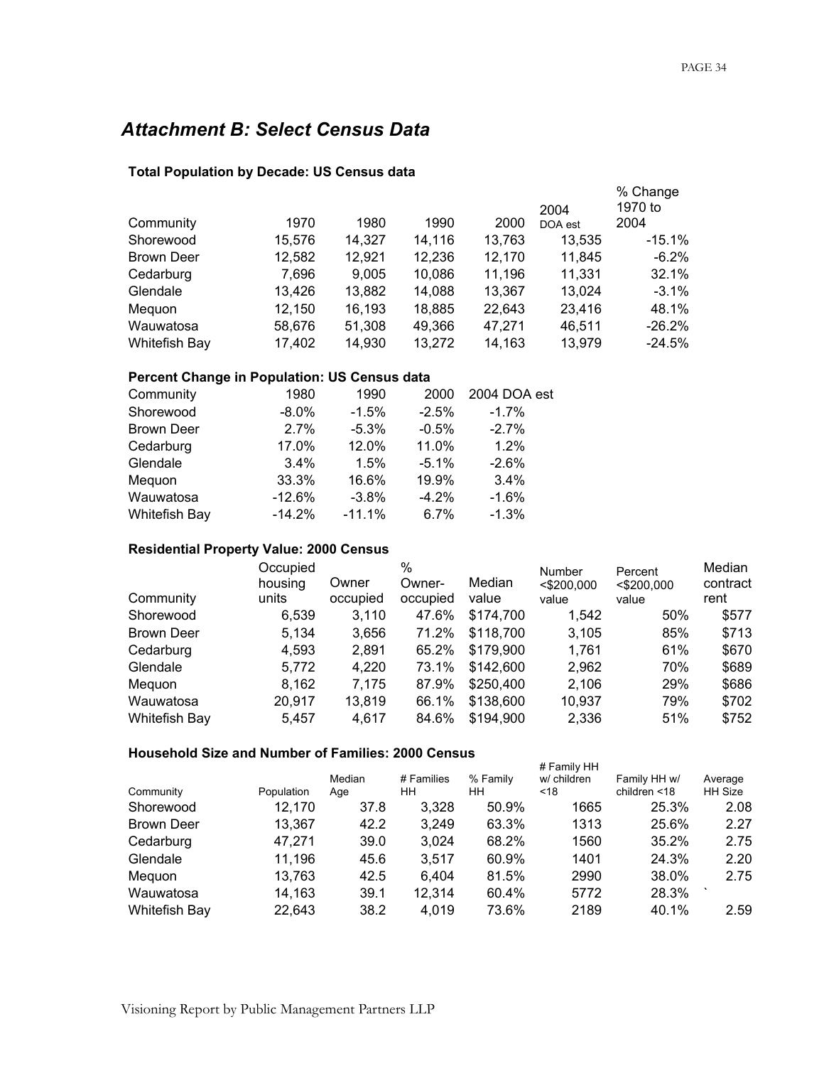## Attachment B: Select Census Data

### Total Population by Decade: US Census data

| Community | 1970 | 1980 | 1990 | 2000 | 2004 DOA est | % Change 1970 to 2004 |
|---|---|---|---|---|---|---|
| Shorewood | 15,576 | 14,327 | 14,116 | 13,763 | 13,535 | -15.1% |
| Brown Deer | 12,582 | 12,921 | 12,236 | 12,170 | 11,845 | -6.2% |
| Cedarburg | 7,696 | 9,005 | 10,086 | 11,196 | 11,331 | 32.1% |
| Glendale | 13,426 | 13,882 | 14,088 | 13,367 | 13,024 | -3.1% |
| Mequon | 12,150 | 16,193 | 18,885 | 22,643 | 23,416 | 48.1% |
| Wauwatosa | 58,676 | 51,308 | 49,366 | 47,271 | 46,511 | -26.2% |
| Whitefish Bay | 17,402 | 14,930 | 13,272 | 14,163 | 13,979 | -24.5% |

### Percent Change in Population: US Census data

| Community | 1980 | 1990 | 2000 | 2004 DOA est |
|---|---|---|---|---|
| Shorewood | -8.0% | -1.5% | -2.5% | -1.7% |
| Brown Deer | 2.7% | -5.3% | -0.5% | -2.7% |
| Cedarburg | 17.0% | 12.0% | 11.0% | 1.2% |
| Glendale | 3.4% | 1.5% | -5.1% | -2.6% |
| Mequon | 33.3% | 16.6% | 19.9% | 3.4% |
| Wauwatosa | -12.6% | -3.8% | -4.2% | -1.6% |
| Whitefish Bay | -14.2% | -11.1% | 6.7% | -1.3% |

### Residential Property Value: 2000 Census

| Community | Occupied housing units | Owner occupied | % Owner-occupied | Median value | Number <$200,000 value | Percent <$200,000 value | Median contract rent |
|---|---|---|---|---|---|---|---|
| Shorewood | 6,539 | 3,110 | 47.6% | $174,700 | 1,542 | 50% | $577 |
| Brown Deer | 5,134 | 3,656 | 71.2% | $118,700 | 3,105 | 85% | $713 |
| Cedarburg | 4,593 | 2,891 | 65.2% | $179,900 | 1,761 | 61% | $670 |
| Glendale | 5,772 | 4,220 | 73.1% | $142,600 | 2,962 | 70% | $689 |
| Mequon | 8,162 | 7,175 | 87.9% | $250,400 | 2,106 | 29% | $686 |
| Wauwatosa | 20,917 | 13,819 | 66.1% | $138,600 | 10,937 | 79% | $702 |
| Whitefish Bay | 5,457 | 4,617 | 84.6% | $194,900 | 2,336 | 51% | $752 |

### Household Size and Number of Families: 2000 Census

| Community | Population | Median Age | # Families HH | % Family HH | # Family HH w/ children <18 | Family HH w/ children <18 | Average HH Size |
|---|---|---|---|---|---|---|---|
| Shorewood | 12,170 | 37.8 | 3,328 | 50.9% | 1665 | 25.3% | 2.08 |
| Brown Deer | 13,367 | 42.2 | 3,249 | 63.3% | 1313 | 25.6% | 2.27 |
| Cedarburg | 47,271 | 39.0 | 3,024 | 68.2% | 1560 | 35.2% | 2.75 |
| Glendale | 11,196 | 45.6 | 3,517 | 60.9% | 1401 | 24.3% | 2.20 |
| Mequon | 13,763 | 42.5 | 6,404 | 81.5% | 2990 | 38.0% | 2.75 |
| Wauwatosa | 14,163 | 39.1 | 12,314 | 60.4% | 5772 | 28.3% | ` |
| Whitefish Bay | 22,643 | 38.2 | 4,019 | 73.6% | 2189 | 40.1% | 2.59 |

Visioning Report by Public Management Partners LLP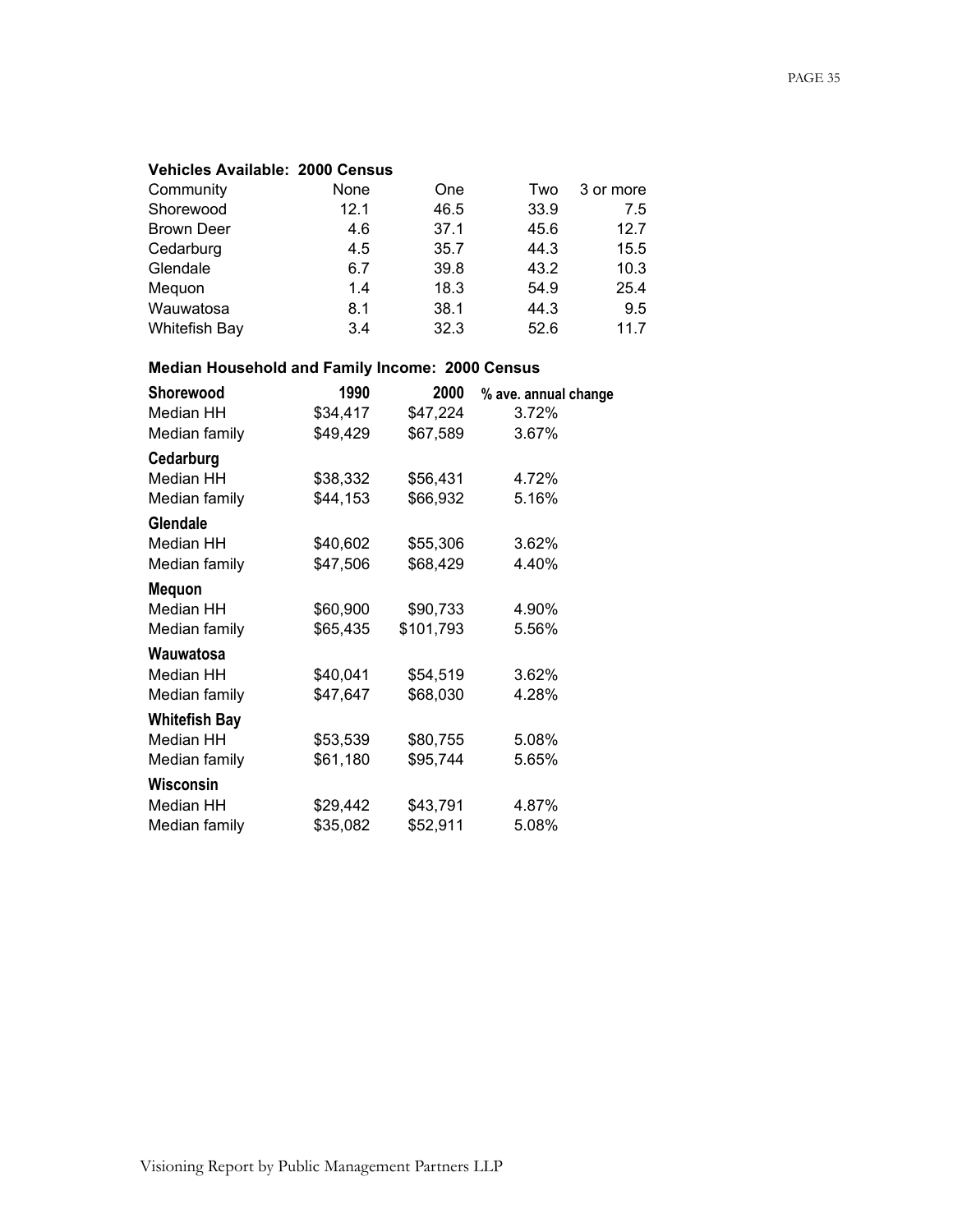**Vehicles Available: 2000 Census**

| Community | None | One | Two | 3 or more |
|---|---|---|---|---|
| Shorewood | 12.1 | 46.5 | 33.9 | 7.5 |
| Brown Deer | 4.6 | 37.1 | 45.6 | 12.7 |
| Cedarburg | 4.5 | 35.7 | 44.3 | 15.5 |
| Glendale | 6.7 | 39.8 | 43.2 | 10.3 |
| Mequon | 1.4 | 18.3 | 54.9 | 25.4 |
| Wauwatosa | 8.1 | 38.1 | 44.3 | 9.5 |
| Whitefish Bay | 3.4 | 32.3 | 52.6 | 11.7 |

**Median Household and Family Income: 2000 Census**

| **Shorewood** | **1990** | **2000** | **% ave. annual change** |
|---|---|---|---|
| Median HH | $34,417 | $47,224 | 3.72% |
| Median family | $49,429 | $67,589 | 3.67% |
| **Cedarburg** | | | |
| Median HH | $38,332 | $56,431 | 4.72% |
| Median family | $44,153 | $66,932 | 5.16% |
| **Glendale** | | | |
| Median HH | $40,602 | $55,306 | 3.62% |
| Median family | $47,506 | $68,429 | 4.40% |
| **Mequon** | | | |
| Median HH | $60,900 | $90,733 | 4.90% |
| Median family | $65,435 | $101,793 | 5.56% |
| **Wauwatosa** | | | |
| Median HH | $40,041 | $54,519 | 3.62% |
| Median family | $47,647 | $68,030 | 4.28% |
| **Whitefish Bay** | | | |
| Median HH | $53,539 | $80,755 | 5.08% |
| Median family | $61,180 | $95,744 | 5.65% |
| **Wisconsin** | | | |
| Median HH | $29,442 | $43,791 | 4.87% |
| Median family | $35,082 | $52,911 | 5.08% |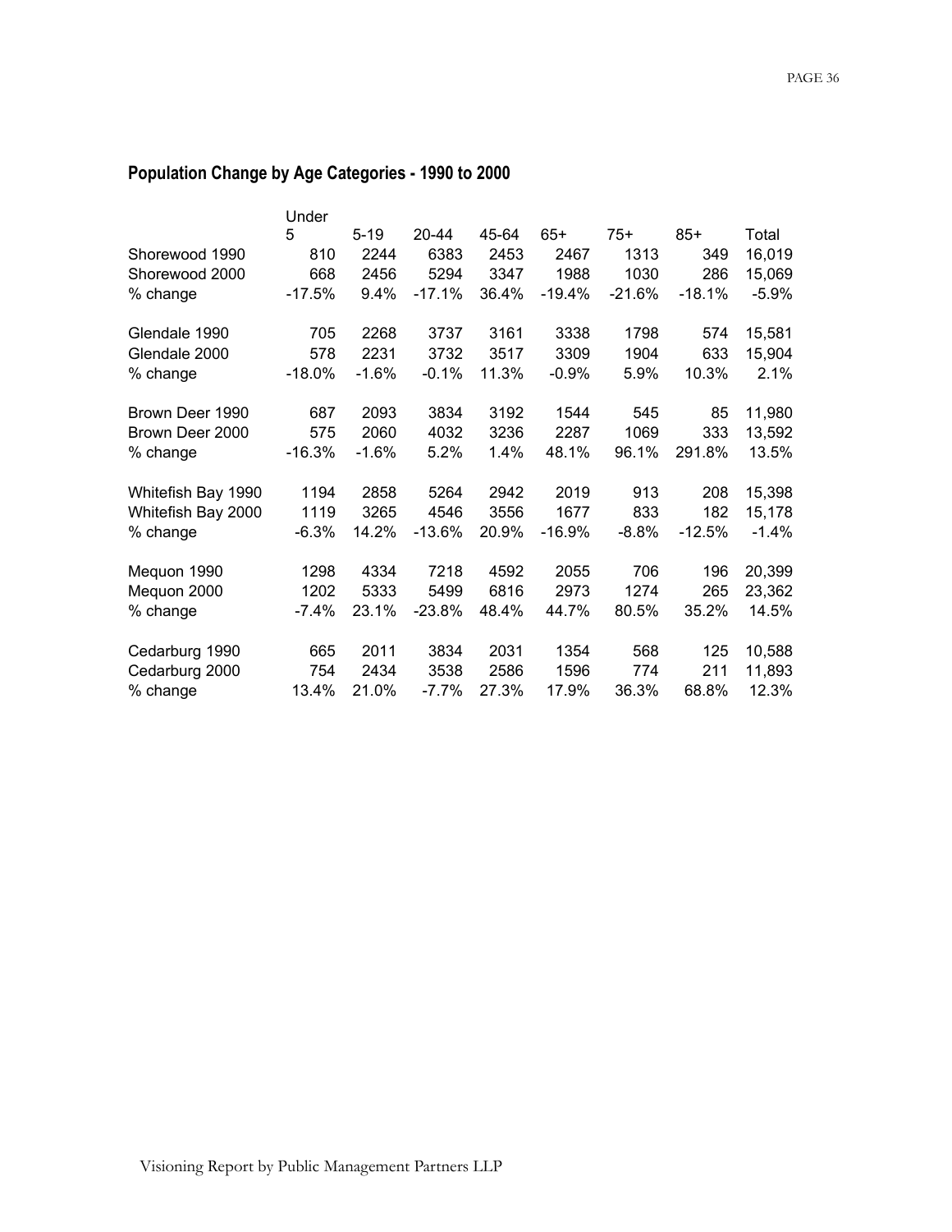## Population Change by Age Categories - 1990 to 2000

| | Under 5 | 5-19 | 20-44 | 45-64 | 65+ | 75+ | 85+ | Total |
|---|---|---|---|---|---|---|---|---|
| Shorewood 1990 | 810 | 2244 | 6383 | 2453 | 2467 | 1313 | 349 | 16,019 |
| Shorewood 2000 | 668 | 2456 | 5294 | 3347 | 1988 | 1030 | 286 | 15,069 |
| % change | -17.5% | 9.4% | -17.1% | 36.4% | -19.4% | -21.6% | -18.1% | -5.9% |
| | | | | | | | | |
| Glendale 1990 | 705 | 2268 | 3737 | 3161 | 3338 | 1798 | 574 | 15,581 |
| Glendale 2000 | 578 | 2231 | 3732 | 3517 | 3309 | 1904 | 633 | 15,904 |
| % change | -18.0% | -1.6% | -0.1% | 11.3% | -0.9% | 5.9% | 10.3% | 2.1% |
| | | | | | | | | |
| Brown Deer 1990 | 687 | 2093 | 3834 | 3192 | 1544 | 545 | 85 | 11,980 |
| Brown Deer 2000 | 575 | 2060 | 4032 | 3236 | 2287 | 1069 | 333 | 13,592 |
| % change | -16.3% | -1.6% | 5.2% | 1.4% | 48.1% | 96.1% | 291.8% | 13.5% |
| | | | | | | | | |
| Whitefish Bay 1990 | 1194 | 2858 | 5264 | 2942 | 2019 | 913 | 208 | 15,398 |
| Whitefish Bay 2000 | 1119 | 3265 | 4546 | 3556 | 1677 | 833 | 182 | 15,178 |
| % change | -6.3% | 14.2% | -13.6% | 20.9% | -16.9% | -8.8% | -12.5% | -1.4% |
| | | | | | | | | |
| Mequon 1990 | 1298 | 4334 | 7218 | 4592 | 2055 | 706 | 196 | 20,399 |
| Mequon 2000 | 1202 | 5333 | 5499 | 6816 | 2973 | 1274 | 265 | 23,362 |
| % change | -7.4% | 23.1% | -23.8% | 48.4% | 44.7% | 80.5% | 35.2% | 14.5% |
| | | | | | | | | |
| Cedarburg 1990 | 665 | 2011 | 3834 | 2031 | 1354 | 568 | 125 | 10,588 |
| Cedarburg 2000 | 754 | 2434 | 3538 | 2586 | 1596 | 774 | 211 | 11,893 |
| % change | 13.4% | 21.0% | -7.7% | 27.3% | 17.9% | 36.3% | 68.8% | 12.3% |